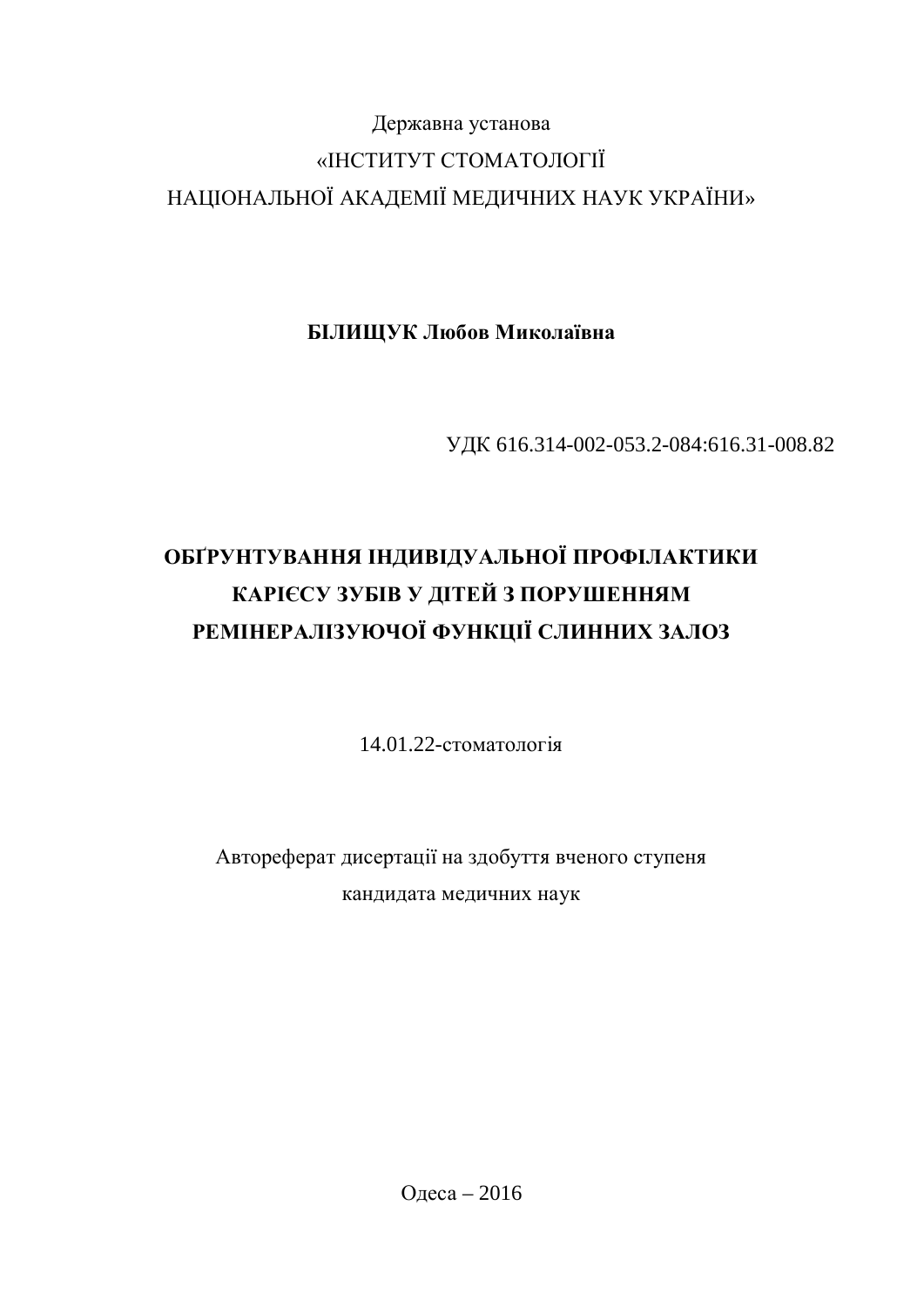Державна установа

«ІНСТИТУТ СТОМАТОЛОГІЇ

НАЦІОНАЛЬНОЇ АКАДЕМІЇ МЕДИЧНИХ НАУК УКРАЇНИ»

**БІЛИЩУК Любов Миколаївна**

УДК 616.314-002-053.2-084:616.31-008.82

# ОБҐРУНТУВАННЯ ІНДИВІДУАЛЬНОЇ ПРОФІЛАКТИКИ КАРІЄСУ ЗУБІВ У ДІТЕЙ З ПОРУШЕННЯМ РЕМІНЕРАЛІЗУЮЧОЇ ФУНКЦІЇ СЛИННИХ ЗАЛОЗ

14.01.22-стоматологія

Автореферат дисертації на здобуття вченого ступеня

кандидата медичних наук

Одеса – 2016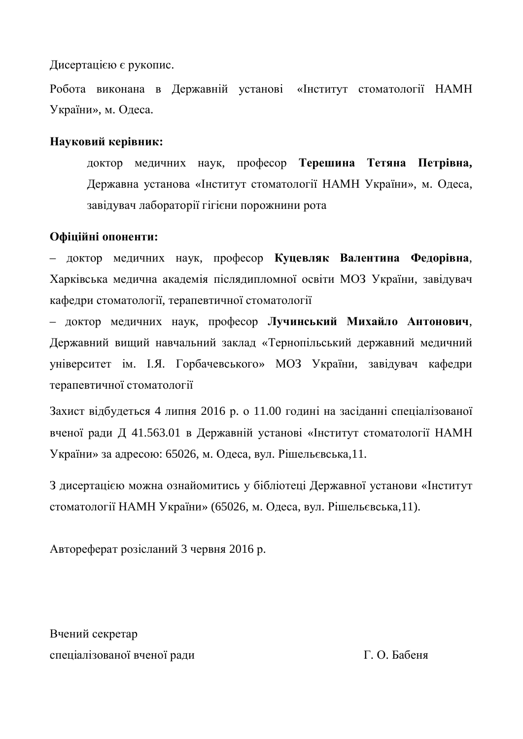Дисертацією є рукопис.

Робота виконана в Державній установі «Інститут стоматології НАМН України», м. Одеса.

**Науковий керівник:**

доктор медичних наук, професор **Терешина Тетяна Петрівна,** Державна установа «Інститут стоматології НАМН України», м. Одеса, завідувач лабораторії гігієни порожнини рота

**Офіційні опоненти:**

– доктор медичних наук, професор **Куцевляк Валентина Федорівна**, Харківська медична академія післядипломної освіти МОЗ України, завідувач кафедри стоматології, терапевтичної стоматології

– доктор медичних наук, професор **Лучинський Михайло Антонович**, Державний вищий навчальний заклад «Тернопільський державний медичний університет ім. І.Я. Горбачевського» МОЗ України, завідувач кафедри терапевтичної стоматології

Захист відбудеться 4 липня 2016 р. о 11.00 годині на засіданні спеціалізованої вченої ради Д 41.563.01 в Державній установі «Інститут стоматології НАМН України» за адресою: 65026, м. Одеса, вул. Рішельєвська,11.

З дисертацією можна ознайомитись у бібліотеці Державної установи «Інститут стоматології НАМН України» (65026, м. Одеса, вул. Рішельєвська,11).

Автореферат розісланий 3 червня 2016 р.

Вчений секретар
спеціалізованої вченої ради Г. О. Бабеня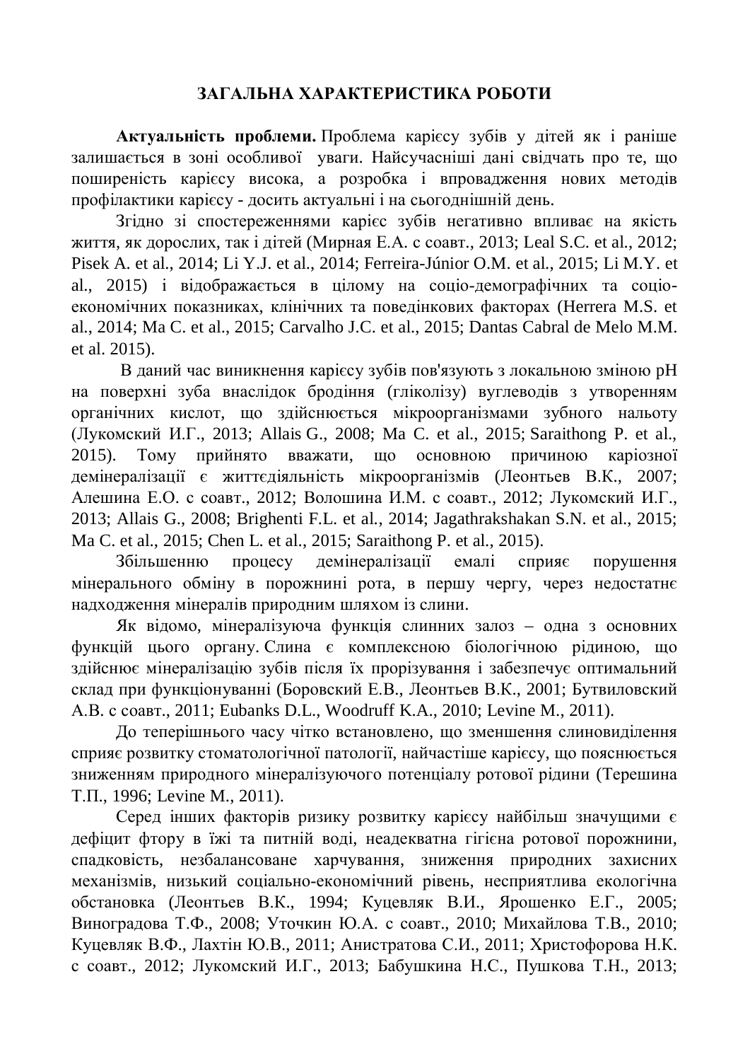## ЗАГАЛЬНА ХАРАКТЕРИСТИКА РОБОТИ

**Актуальність проблеми.** Проблема карієсу зубів у дітей як і раніше залишається в зоні особливої уваги. Найсучасніші дані свідчать про те, що поширеність карієсу висока, а розробка і впровадження нових методів профілактики карієсу - досить актуальні і на сьогоднішній день.

Згідно зі спостереженнями карієс зубів негативно впливає на якість життя, як дорослих, так і дітей (Мирная Е.А. с соавт., 2013; Leal S.C. et al., 2012; Pisek A. et al., 2014; Li Y.J. et al., 2014; Ferreira-Júnior O.M. et al., 2015; Li M.Y. et al., 2015) і відображається в цілому на соціо-демографічних та соціо-економічних показниках, клінічних та поведінкових факторах (Herrera M.S. et al., 2014; Ma C. et al., 2015; Carvalho J.C. et al., 2015; Dantas Cabral de Melo M.M. et al. 2015).

В даний час виникнення карієсу зубів пов'язують з локальною зміною pH на поверхні зуба внаслідок бродіння (гліколізу) вуглеводів з утворенням органічних кислот, що здійснюється мікроорганізмами зубного нальоту (Лукомский И.Г., 2013; Allais G., 2008; Ma C. et al., 2015; Saraithong P. et al., 2015). Тому прийнято вважати, що основною причиною каріозної демінералізації є життєдіяльність мікроорганізмів (Леонтьев В.К., 2007; Алешина Е.О. с соавт., 2012; Волошина И.М. с соавт., 2012; Лукомский И.Г., 2013; Allais G., 2008; Brighenti F.L. et al., 2014; Jagathrakshakan S.N. et al., 2015; Ma C. et al., 2015; Chen L. et al., 2015; Saraithong P. et al., 2015).

Збільшенню процесу демінералізації емалі сприяє порушення мінерального обміну в порожнині рота, в першу чергу, через недостатнє надходження мінералів природним шляхом із слини.

Як відомо, мінералізуюча функція слинних залоз – одна з основних функцій цього органу. Слина є комплексною біологічною рідиною, що здійснює мінералізацію зубів після їх прорізування і забезпечує оптимальний склад при функціонуванні (Боровский Е.В., Леонтьев В.К., 2001; Бутвиловский А.В. с соавт., 2011; Eubanks D.L., Woodruff K.A., 2010; Levine M., 2011).

До теперішнього часу чітко встановлено, що зменшення слиновиділення сприяє розвитку стоматологічної патології, найчастіше карієсу, що пояснюється зниженням природного мінералізуючого потенціалу ротової рідини (Терешина Т.П., 1996; Levine M., 2011).

Серед інших факторів ризику розвитку карієсу найбільш значущими є дефіцит фтору в їжі та питній воді, неадекватна гігієна ротової порожнини, спадковість, незбалансоване харчування, зниження природних захисних механізмів, низький соціально-економічний рівень, несприятлива екологічна обстановка (Леонтьев В.К., 1994; Куцевляк В.И., Ярошенко Е.Г., 2005; Виноградова Т.Ф., 2008; Уточкин Ю.А. с соавт., 2010; Михайлова Т.В., 2010; Куцевляк В.Ф., Лахтін Ю.В., 2011; Анистратова С.И., 2011; Христофорова Н.К. с соавт., 2012; Лукомский И.Г., 2013; Бабушкина Н.С., Пушкова Т.Н., 2013;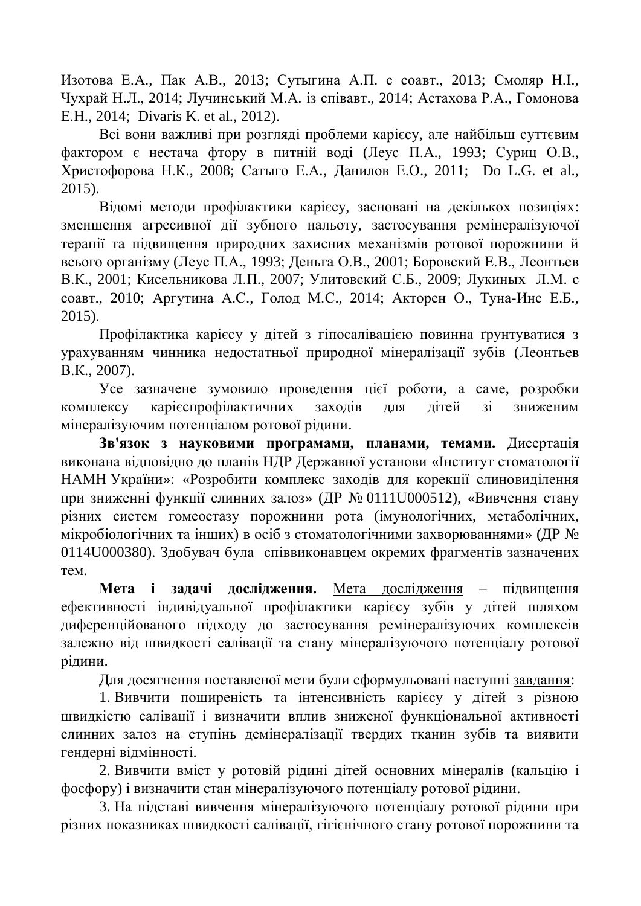Изотова Е.А., Пак А.В., 2013; Сутыгина А.П. с соавт., 2013; Смоляр Н.І., Чухрай Н.Л., 2014; Лучинський М.А. із співавт., 2014; Астахова Р.А., Гомонова Е.Н., 2014; Divaris K. et al., 2012).

Всі вони важливі при розгляді проблеми карієсу, але найбільш суттєвим фактором є нестача фтору в питній воді (Леус П.А., 1993; Суриц О.В., Христофорова Н.К., 2008; Сатыго Е.А., Данилов Е.О., 2011; Do L.G. et al., 2015).

Відомі методи профілактики карієсу, засновані на декількох позиціях: зменшення агресивної дії зубного нальоту, застосування ремінералізуючої терапії та підвищення природних захисних механізмів ротової порожнини й всього організму (Леус П.А., 1993; Деньга О.В., 2001; Боровский Е.В., Леонтьев В.К., 2001; Кисельникова Л.П., 2007; Улитовский С.Б., 2009; Лукиных Л.М. с соавт., 2010; Аргутина А.С., Голод М.С., 2014; Акторен О., Туна-Инс Е.Б., 2015).

Профілактика карієсу у дітей з гіпосалівацією повинна ґрунтуватися з урахуванням чинника недостатньої природної мінералізації зубів (Леонтьев В.К., 2007).

Усе зазначене зумовило проведення цієї роботи, а саме, розробки комплексу карієспрофілактичних заходів для дітей зі зниженим мінералізуючим потенціалом ротової рідини.

**Зв'язок з науковими програмами, планами, темами.** Дисертація виконана відповідно до планів НДР Державної установи «Інститут стоматології НАМН України»: «Розробити комплекс заходів для корекції слиновиділення при зниженні функції слинних залоз» (ДР № 0111U000512), «Вивчення стану різних систем гомеостазу порожнини рота (імунологічних, метаболічних, мікробіологічних та інших) в осіб з стоматологічними захворюваннями» (ДР № 0114U000380). Здобувач була співвиконавцем окремих фрагментів зазначених тем.

**Мета і задачі дослідження.** Мета дослідження – підвищення ефективності індивідуальної профілактики карієсу зубів у дітей шляхом диференційованого підходу до застосування ремінералізуючих комплексів залежно від швидкості салівації та стану мінералізуючого потенціалу ротової рідини.

Для досягнення поставленої мети були сформульовані наступні завдання:

1. Вивчити поширеність та інтенсивність карієсу у дітей з різною швидкістю салівації і визначити вплив зниженої функціональної активності слинних залоз на ступінь демінералізації твердих тканин зубів та виявити гендерні відмінності.

2. Вивчити вміст у ротовій рідині дітей основних мінералів (кальцію і фосфору) і визначити стан мінералізуючого потенціалу ротової рідини.

3. На підставі вивчення мінералізуючого потенціалу ротової рідини при різних показниках швидкості салівації, гігієнічного стану ротової порожнини та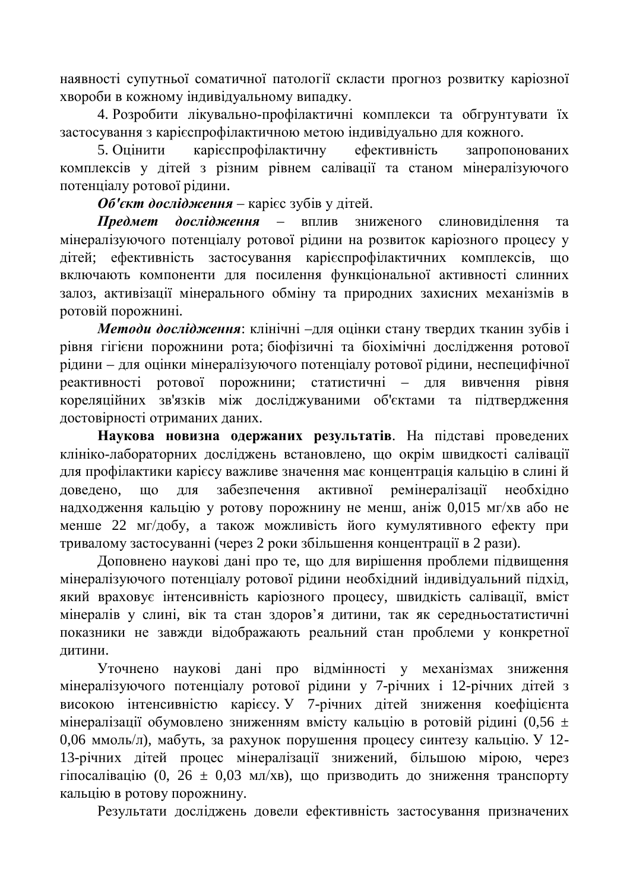наявності супутньої соматичної патології скласти прогноз розвитку каріозної хвороби в кожному індивідуальному випадку.

4. Розробити лікувально-профілактичні комплекси та обгрунтувати їх застосування з карієспрофілактичною метою індивідуально для кожного.

5. Оцінити карієспрофілактичну ефективність запропонованих комплексів у дітей з різним рівнем салівації та станом мінералізуючого потенціалу ротової рідини.

***Об'єкт дослідження*** – карієс зубів у дітей.

***Предмет дослідження*** – вплив зниженого слиновиділення та мінералізуючого потенціалу ротової рідини на розвиток каріозного процесу у дітей; ефективність застосування карієспрофілактичних комплексів, що включають компоненти для посилення функціональної активності слинних залоз, активізації мінерального обміну та природних захисних механізмів в ротовій порожнині.

***Методи дослідження***: клінічні –для оцінки стану твердих тканин зубів і рівня гігієни порожнини рота; біофізичні та біохімічні дослідження ротової рідини – для оцінки мінералізуючого потенціалу ротової рідини, неспецифічної реактивності ротової порожнини; статистичні – для вивчення рівня кореляційних зв'язків між досліджуваними об'єктами та підтвердження достовірності отриманих даних.

**Наукова новизна одержаних результатів**. На підставі проведених клініко-лабораторних досліджень встановлено, що окрім швидкості салівації для профілактики карієсу важливе значення має концентрація кальцію в слині й доведено, що для забезпечення активної ремінералізації необхідно надходження кальцію у ротову порожнину не менш, аніж 0,015 мг/хв або не менше 22 мг/добу, а також можливість його кумулятивного ефекту при тривалому застосуванні (через 2 роки збільшення концентрації в 2 рази).

Доповнено наукові дані про те, що для вирішення проблеми підвищення мінералізуючого потенціалу ротової рідини необхідний індивідуальний підхід, який враховує інтенсивність каріозного процесу, швидкість салівації, вміст мінералів у слині, вік та стан здоров’я дитини, так як середньостатистичні показники не завжди відображають реальний стан проблеми у конкретної дитини.

Уточнено наукові дані про відмінності у механізмах зниження мінералізуючого потенціалу ротової рідини у 7-річних і 12-річних дітей з високою інтенсивністю карієсу. У 7-річних дітей зниження коефіцієнта мінералізації обумовлено зниженням вмісту кальцію в ротовій рідині ($0,56 \pm 0,06$ ммоль/л), мабуть, за рахунок порушення процесу синтезу кальцію. У 12-13-річних дітей процес мінералізації знижений, більшою мірою, через гіпосалівацію ($0,26 \pm 0,03$ мл/хв), що призводить до зниження транспорту кальцію в ротову порожнину.

Результати досліджень довели ефективність застосування призначених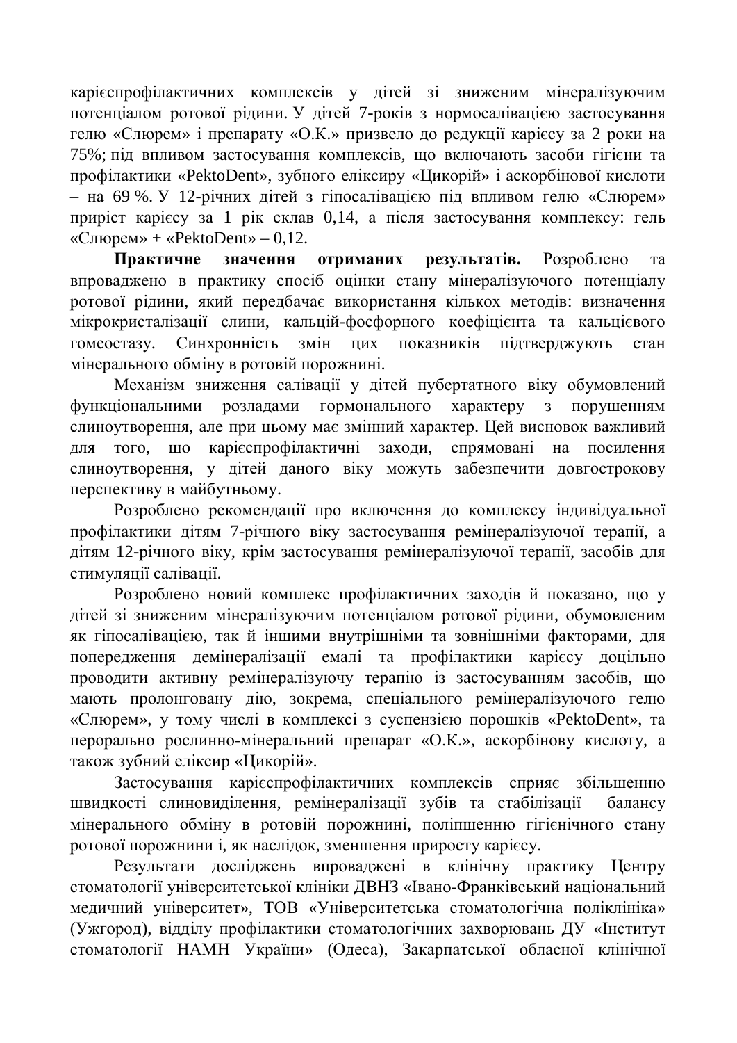карієспрофілактичних комплексів у дітей зі зниженим мінералізуючим потенціалом ротової рідини. У дітей 7-років з нормосалівацією застосування гелю «Слюрем» і препарату «О.К.» призвело до редукції карієсу за 2 роки на 75%; під впливом застосування комплексів, що включають засоби гігієни та профілактики «PektoDent», зубного еліксиру «Цикорій» і аскорбінової кислоти – на 69 %. У 12-річних дітей з гіпосалівацією під впливом гелю «Слюрем» приріст карієсу за 1 рік склав 0,14, а після застосування комплексу: гель «Слюрем» + «PektoDent» – 0,12.

**Практичне значення отриманих результатів.** Розроблено та впроваджено в практику спосіб оцінки стану мінералізуючого потенціалу ротової рідини, який передбачає використання кількох методів: визначення мікрокристалізації слини, кальцій-фосфорного коефіцієнта та кальцієвого гомеостазу. Синхронність змін цих показників підтверджують стан мінерального обміну в ротовій порожнині.

Механізм зниження салівації у дітей пубертатного віку обумовлений функціональними розладами гормонального характеру з порушенням слиноутворення, але при цьому має змінний характер. Цей висновок важливий для того, що карієспрофілактичні заходи, спрямовані на посилення слиноутворення, у дітей даного віку можуть забезпечити довгострокову перспективу в майбутньому.

Розроблено рекомендації про включення до комплексу індивідуальної профілактики дітям 7-річного віку застосування ремінералізуючої терапії, а дітям 12-річного віку, крім застосування ремінералізуючої терапії, засобів для стимуляції салівації.

Розроблено новий комплекс профілактичних заходів й показано, що у дітей зі зниженим мінералізуючим потенціалом ротової рідини, обумовленим як гіпосалівацією, так й іншими внутрішніми та зовнішніми факторами, для попередження демінералізації емалі та профілактики карієсу доцільно проводити активну ремінералізуючу терапію із застосуванням засобів, що мають пролонговану дію, зокрема, спеціального ремінералізуючого гелю «Слюрем», у тому числі в комплексі з суспензією порошків «PektoDent», та перорально рослинно-мінеральний препарат «О.К.», аскорбінову кислоту, а також зубний еліксир «Цикорій».

Застосування карієспрофілактичних комплексів сприяє збільшенню швидкості слиновиділення, ремінералізації зубів та стабілізації балансу мінерального обміну в ротовій порожнині, поліпшенню гігієнічного стану ротової порожнини і, як наслідок, зменшення приросту карієсу.

Результати досліджень впроваджені в клінічну практику Центру стоматології університетської клініки ДВНЗ «Івано-Франківський національний медичний університет», ТОВ «Університетська стоматологічна поліклініка» (Ужгород), відділу профілактики стоматологічних захворювань ДУ «Інститут стоматології НАМН України» (Одеса), Закарпатської обласної клінічної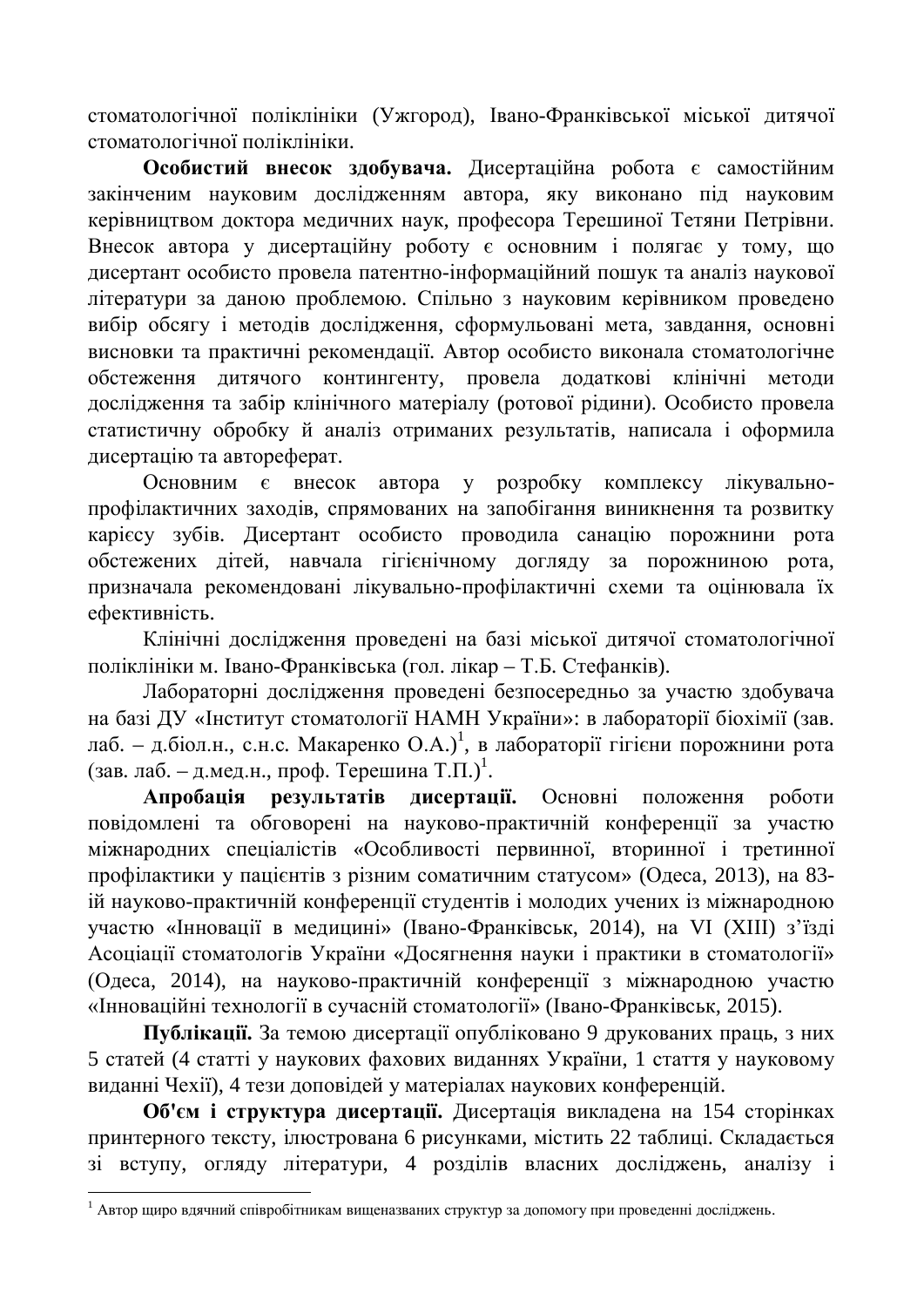стоматологічної поліклініки (Ужгород), Івано-Франківської міської дитячої стоматологічної поліклініки.

**Особистий внесок здобувача.** Дисертаційна робота є самостійним закінченим науковим дослідженням автора, яку виконано під науковим керівництвом доктора медичних наук, професора Терешиної Тетяни Петрівни. Внесок автора у дисертаційну роботу є основним і полягає у тому, що дисертант особисто провела патентно-інформаційний пошук та аналіз наукової літератури за даною проблемою. Спільно з науковим керівником проведено вибір обсягу і методів дослідження, сформульовані мета, завдання, основні висновки та практичні рекомендації. Автор особисто виконала стоматологічне обстеження дитячого контингенту, провела додаткові клінічні методи дослідження та забір клінічного матеріалу (ротової рідини). Особисто провела статистичну обробку й аналіз отриманих результатів, написала і оформила дисертацію та автореферат.

Основним є внесок автора у розробку комплексу лікувально-профілактичних заходів, спрямованих на запобігання виникнення та розвитку карієсу зубів. Дисертант особисто проводила санацію порожнини рота обстежених дітей, навчала гігієнічному догляду за порожниною рота, призначала рекомендовані лікувально-профілактичні схеми та оцінювала їх ефективність.

Клінічні дослідження проведені на базі міської дитячої стоматологічної поліклініки м. Івано-Франківська (гол. лікар – Т.Б. Стефанків).

Лабораторні дослідження проведені безпосередньо за участю здобувача на базі ДУ «Інститут стоматології НАМН України»: в лабораторії біохімії (зав. лаб. – д.біол.н., с.н.с. Макаренко О.А.)[1], в лабораторії гігієни порожнини рота (зав. лаб. – д.мед.н., проф. Терешина Т.П.)[1].

**Апробація результатів дисертації.** Основні положення роботи повідомлені та обговорені на науково-практичній конференції за участю міжнародних спеціалістів «Особливості первинної, вторинної і третинної профілактики у пацієнтів з різним соматичним статусом» (Одеса, 2013), на 83-ій науково-практичній конференції студентів і молодих учених із міжнародною участю «Інновації в медицині» (Івано-Франківськ, 2014), на VI (XIII) з'їзді Асоціації стоматологів України «Досягнення науки і практики в стоматології» (Одеса, 2014), на науково-практичній конференції з міжнародною участю «Інноваційні технології в сучасній стоматології» (Івано-Франківськ, 2015).

**Публікації.** За темою дисертації опубліковано 9 друкованих праць, з них 5 статей (4 статті у наукових фахових виданнях України, 1 стаття у науковому виданні Чехії), 4 тези доповідей у матеріалах наукових конференцій.

**Об'єм і структура дисертації.** Дисертація викладена на 154 сторінках принтерного тексту, ілюстрована 6 рисунками, містить 22 таблиці. Складається зі вступу, огляду літератури, 4 розділів власних досліджень, аналізу і

---

[1] Автор щиро вдячний співробітникам вищеназваних структур за допомогу при проведенні досліджень.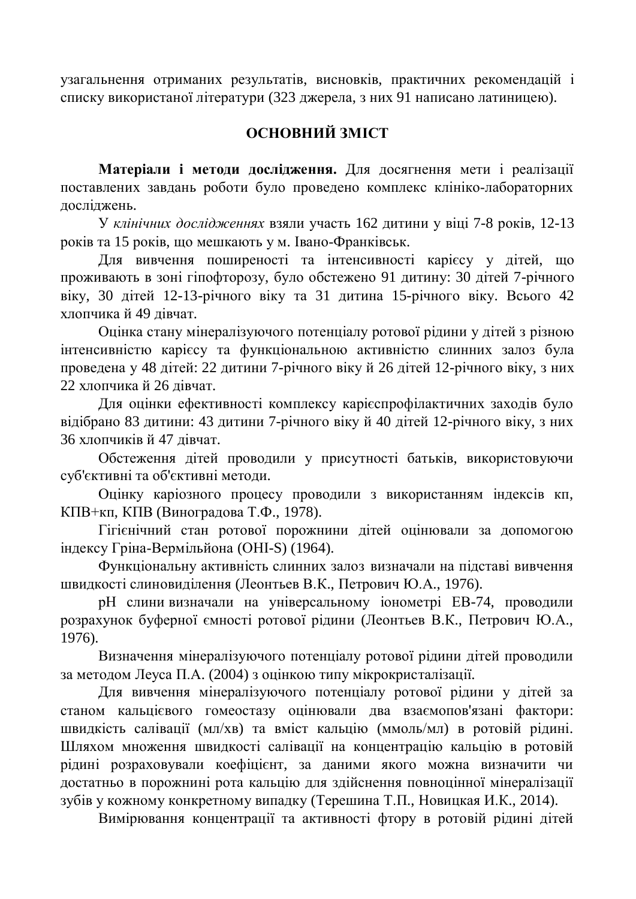узагальнення отриманих результатів, висновків, практичних рекомендацій і списку використаної літератури (323 джерела, з них 91 написано латиницею).

## ОСНОВНИЙ ЗМІСТ

**Матеріали і методи дослідження.** Для досягнення мети і реалізації поставлених завдань роботи було проведено комплекс клініко-лабораторних досліджень.

У *клінічних дослідженнях* взяли участь 162 дитини у віці 7-8 років, 12-13 років та 15 років, що мешкають у м. Івано-Франківськ.

Для вивчення поширеності та інтенсивності карієсу у дітей, що проживають в зоні гіпофторозу, було обстежено 91 дитину: 30 дітей 7-річного віку, 30 дітей 12-13-річного віку та 31 дитина 15-річного віку. Всього 42 хлопчика й 49 дівчат.

Оцінка стану мінералізуючого потенціалу ротової рідини у дітей з різною інтенсивністю карієсу та функціональною активністю слинних залоз була проведена у 48 дітей: 22 дитини 7-річного віку й 26 дітей 12-річного віку, з них 22 хлопчика й 26 дівчат.

Для оцінки ефективності комплексу карієспрофілактичних заходів було відібрано 83 дитини: 43 дитини 7-річного віку й 40 дітей 12-річного віку, з них 36 хлопчиків й 47 дівчат.

Обстеження дітей проводили у присутності батьків, використовуючи суб'єктивні та об'єктивні методи.

Оцінку каріозного процесу проводили з використанням індексів кп, КПВ+кп, КПВ (Виноградова Т.Ф., 1978).

Гігієнічний стан ротової порожнини дітей оцінювали за допомогою індексу Гріна-Вермільйона (OHI-S) (1964).

Функціональну активність слинних залоз визначали на підставі вивчення швидкості слиновиділення (Леонтьев В.К., Петрович Ю.А., 1976).

pH слини визначали на універсальному іонометрі ЕВ-74, проводили розрахунок буферної ємності ротової рідини (Леонтьев В.К., Петрович Ю.А., 1976).

Визначення мінералізуючого потенціалу ротової рідини дітей проводили за методом Леуса П.А. (2004) з оцінкою типу мікрокристалізації.

Для вивчення мінералізуючого потенціалу ротової рідини у дітей за станом кальцієвого гомеостазу оцінювали два взаємопов'язані фактори: швидкість салівації (мл/хв) та вміст кальцію (ммоль/мл) в ротовій рідині. Шляхом множення швидкості салівації на концентрацію кальцію в ротовій рідині розраховували коефіцієнт, за даними якого можна визначити чи достатньо в порожнині рота кальцію для здійснення повноцінної мінералізації зубів у кожному конкретному випадку (Терешина Т.П., Новицкая И.К., 2014).

Вимірювання концентрації та активності фтору в ротовій рідині дітей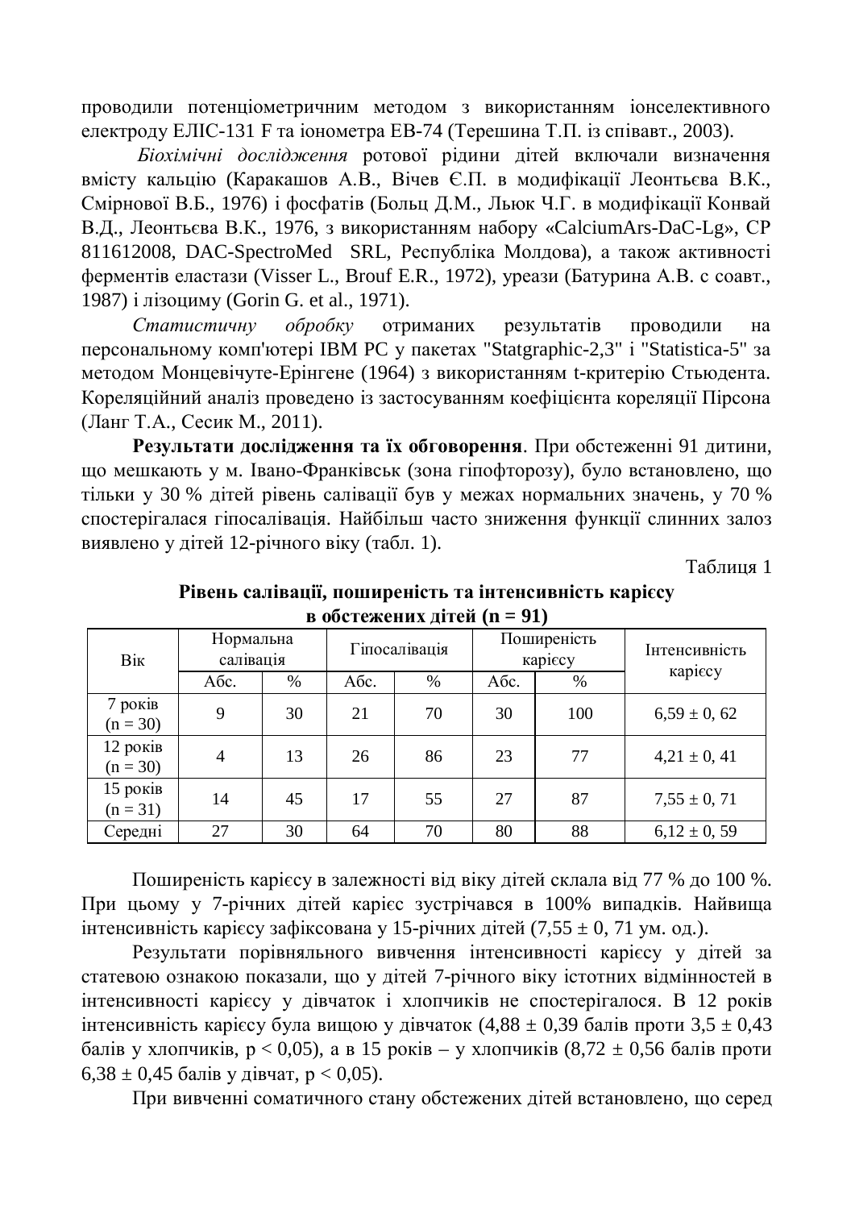проводили потенціометричним методом з використанням іонселективного електроду ЕЛІС-131 F та іонометра ЕВ-74 (Терешина Т.П. із співавт., 2003).

*Біохімічні дослідження* ротової рідини дітей включали визначення вмісту кальцію (Каракашов А.В., Вічев Є.П. в модифікації Леонтьєва В.К., Смірнової В.Б., 1976) і фосфатів (Больц Д.М., Льюк Ч.Г. в модифікації Конвай В.Д., Леонтьєва В.К., 1976, з використанням набору «CalciumArs-DaC-Lg», CP 811612008, DAC-SpectroMed SRL, Республіка Молдова), а також активності ферментів еластази (Visser L., Brouf E.R., 1972), уреази (Батурина А.В. с соавт., 1987) і лізоциму (Gorin G. et al., 1971).

*Статистичну обробку* отриманих результатів проводили на персональному комп'ютері IBM PC у пакетах "Statgraphic-2,3" і "Statistica-5" за методом Монцевічуте-Ерінгене (1964) з використанням t-критерію Стьюдента. Кореляційний аналіз проведено із застосуванням коефіцієнта кореляції Пірсона (Ланг Т.А., Сесик М., 2011).

**Результати дослідження та їх обговорення**. При обстеженні 91 дитини, що мешкають у м. Івано-Франківськ (зона гіпофторозу), було встановлено, що тільки у 30 % дітей рівень салівації був у межах нормальних значень, у 70 % спостерігалася гіпосалівація. Найбільш часто зниження функції слинних залоз виявлено у дітей 12-річного віку (табл. 1).

Таблиця 1

**Рівень салівації, поширеність та інтенсивність карієсу в обстежених дітей (n = 91)**

| Вік | Нормальна салівація | | Гіпосалівація | | Поширеність карієсу | | Інтенсивність карієсу |
|---|---|---|---|---|---|---|---|
| | Абс. | % | Абс. | % | Абс. | % | |
| 7 років (n = 30) | 9 | 30 | 21 | 70 | 30 | 100 | 6,59 ± 0, 62 |
| 12 років (n = 30) | 4 | 13 | 26 | 86 | 23 | 77 | 4,21 ± 0, 41 |
| 15 років (n = 31) | 14 | 45 | 17 | 55 | 27 | 87 | 7,55 ± 0, 71 |
| Середні | 27 | 30 | 64 | 70 | 80 | 88 | 6,12 ± 0, 59 |

Поширеність карієсу в залежності від віку дітей склала від 77 % до 100 %. При цьому у 7-річних дітей карієс зустрічався в 100% випадків. Найвища інтенсивність карієсу зафіксована у 15-річних дітей (7,55 ± 0, 71 ум. од.).

Результати порівняльного вивчення інтенсивності карієсу у дітей за статевою ознакою показали, що у дітей 7-річного віку істотних відмінностей в інтенсивності карієсу у дівчаток і хлопчиків не спостерігалося. В 12 років інтенсивність карієсу була вищою у дівчаток (4,88 ± 0,39 балів проти 3,5 ± 0,43 балів у хлопчиків, $p < 0,05$), а в 15 років – у хлопчиків (8,72 ± 0,56 балів проти 6,38 ± 0,45 балів у дівчат, $p < 0,05$).

При вивченні соматичного стану обстежених дітей встановлено, що серед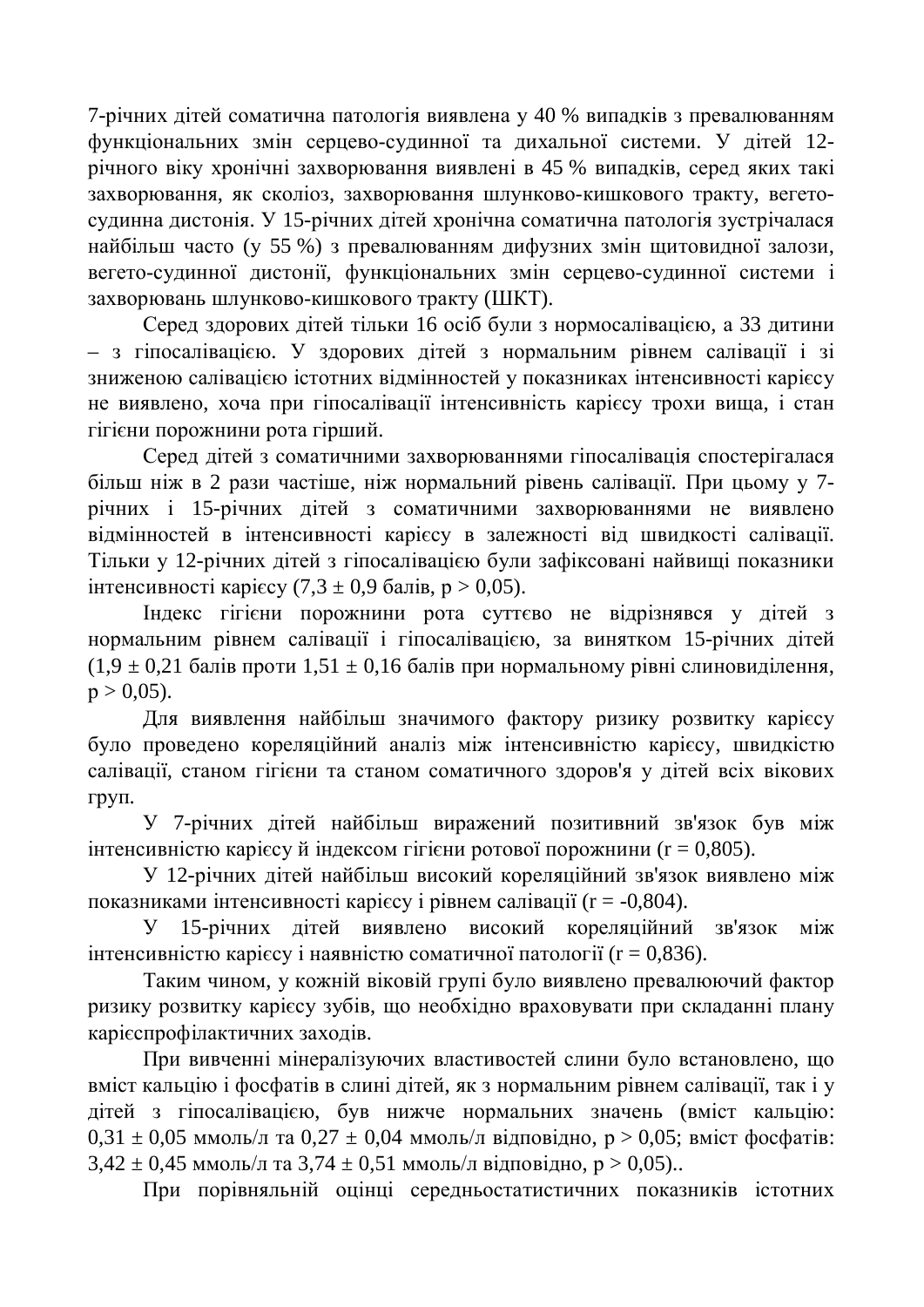7-річних дітей соматична патологія виявлена у 40 % випадків з превалюванням функціональних змін серцево-судинної та дихальної системи. У дітей 12-річного віку хронічні захворювання виявлені в 45 % випадків, серед яких такі захворювання, як сколіоз, захворювання шлунково-кишкового тракту, вегето-судинна дистонія. У 15-річних дітей хронічна соматична патологія зустрічалася найбільш часто (у 55 %) з превалюванням дифузних змін щитовидної залози, вегето-судинної дистонії, функціональних змін серцево-судинної системи і захворювань шлунково-кишкового тракту (ШКТ).

Серед здорових дітей тільки 16 осіб були з нормосалівацією, а 33 дитини – з гіпосалівацією. У здорових дітей з нормальним рівнем салівації і зі зниженою салівацією істотних відмінностей у показниках інтенсивності карієсу не виявлено, хоча при гіпосалівації інтенсивність карієсу трохи вища, і стан гігієни порожнини рота гірший.

Серед дітей з соматичними захворюваннями гіпосалівація спостерігалася більш ніж в 2 рази частіше, ніж нормальний рівень салівації. При цьому у 7-річних і 15-річних дітей з соматичними захворюваннями не виявлено відмінностей в інтенсивності карієсу в залежності від швидкості салівації. Тільки у 12-річних дітей з гіпосалівацією були зафіксовані найвищі показники інтенсивності карієсу ($7,3 \pm 0,9$ балів, $p > 0,05$).

Індекс гігієни порожнини рота суттєво не відрізнявся у дітей з нормальним рівнем салівації і гіпосалівацією, за винятком 15-річних дітей ($1,9 \pm 0,21$ балів проти $1,51 \pm 0,16$ балів при нормальному рівні слиновиділення, $p > 0,05$).

Для виявлення найбільш значимого фактору ризику розвитку карієсу було проведено кореляційний аналіз між інтенсивністю карієсу, швидкістю салівації, станом гігієни та станом соматичного здоров'я у дітей всіх вікових груп.

У 7-річних дітей найбільш виражений позитивний зв'язок був між інтенсивністю карієсу й індексом гігієни ротової порожнини ($r = 0,805$).

У 12-річних дітей найбільш високий кореляційний зв'язок виявлено між показниками інтенсивності карієсу і рівнем салівації ($r = -0,804$).

У 15-річних дітей виявлено високий кореляційний зв'язок між інтенсивністю карієсу і наявністю соматичної патології ($r = 0,836$).

Таким чином, у кожній віковій групі було виявлено превалюючий фактор ризику розвитку карієсу зубів, що необхідно враховувати при складанні плану карієспрофілактичних заходів.

При вивченні мінералізуючих властивостей слини було встановлено, що вміст кальцію і фосфатів в слині дітей, як з нормальним рівнем салівації, так і у дітей з гіпосалівацією, був нижче нормальних значень (вміст кальцію: $0,31 \pm 0,05$ ммоль/л та $0,27 \pm 0,04$ ммоль/л відповідно, $p > 0,05$; вміст фосфатів: $3,42 \pm 0,45$ ммоль/л та $3,74 \pm 0,51$ ммоль/л відповідно, $p > 0,05$)..

При порівняльній оцінці середньостатистичних показників істотних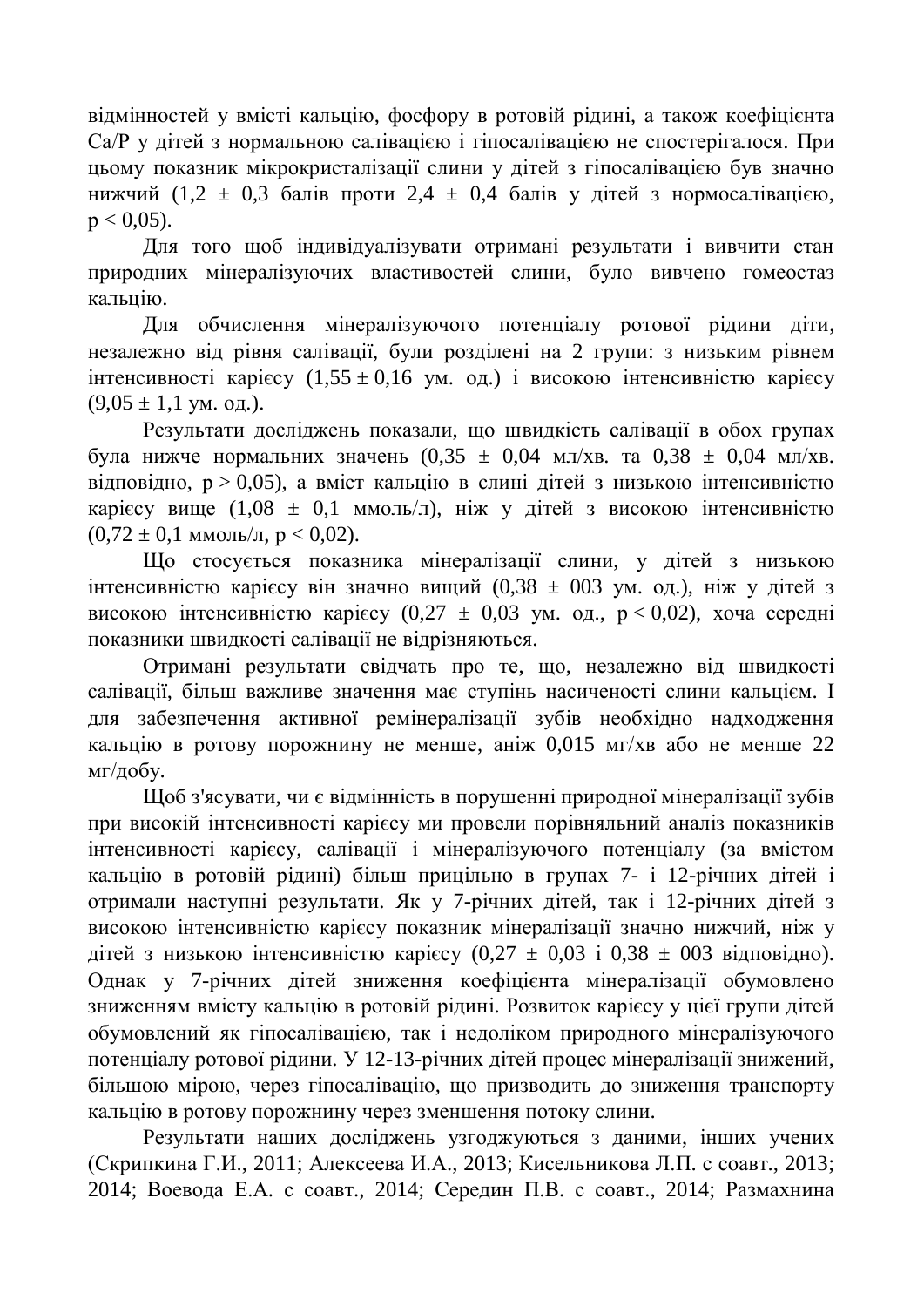відмінностей у вмісті кальцію, фосфору в ротовій рідині, а також коефіцієнта Са/Р у дітей з нормальною салівацією і гіпосалівацією не спостерігалося. При цьому показник мікрокристалізації слини у дітей з гіпосалівацією був значно нижчий (1,2 ± 0,3 балів проти 2,4 ± 0,4 балів у дітей з нормосалівацією, $p < 0,05$).

Для того щоб індивідуалізувати отримані результати і вивчити стан природних мінералізуючих властивостей слини, було вивчено гомеостаз кальцію.

Для обчислення мінералізуючого потенціалу ротової рідини діти, незалежно від рівня салівації, були розділені на 2 групи: з низьким рівнем інтенсивності карієсу (1,55 ± 0,16 ум. од.) і високою інтенсивністю карієсу (9,05 ± 1,1 ум. од.).

Результати досліджень показали, що швидкість салівації в обох групах була нижче нормальних значень (0,35 ± 0,04 мл/хв. та 0,38 ± 0,04 мл/хв. відповідно, $p > 0,05$), а вміст кальцію в слині дітей з низькою інтенсивністю карієсу вище (1,08 ± 0,1 ммоль/л), ніж у дітей з високою інтенсивністю (0,72 ± 0,1 ммоль/л, $p < 0,02$).

Що стосується показника мінералізації слини, у дітей з низькою інтенсивністю карієсу він значно вищий (0,38 ± 003 ум. од.), ніж у дітей з високою інтенсивністю карієсу (0,27 ± 0,03 ум. од., $p < 0,02$), хоча середні показники швидкості салівації не відрізняються.

Отримані результати свідчать про те, що, незалежно від швидкості салівації, більш важливе значення має ступінь насиченості слини кальцієм. І для забезпечення активної ремінералізації зубів необхідно надходження кальцію в ротову порожнину не менше, аніж 0,015 мг/хв або не менше 22 мг/добу.

Щоб з'ясувати, чи є відмінність в порушенні природної мінералізації зубів при високій інтенсивності карієсу ми провели порівняльний аналіз показників інтенсивності карієсу, салівації і мінералізуючого потенціалу (за вмістом кальцію в ротовій рідині) більш прицільно в групах 7- і 12-річних дітей і отримали наступні результати. Як у 7-річних дітей, так і 12-річних дітей з високою інтенсивністю карієсу показник мінералізації значно нижчий, ніж у дітей з низькою інтенсивністю карієсу (0,27 ± 0,03 і 0,38 ± 003 відповідно). Однак у 7-річних дітей зниження коефіцієнта мінералізації обумовлено зниженням вмісту кальцію в ротовій рідині. Розвиток карієсу у цієї групи дітей обумовлений як гіпосалівацією, так і недоліком природного мінералізуючого потенціалу ротової рідини. У 12-13-річних дітей процес мінералізації знижений, більшою мірою, через гіпосалівацію, що призводить до зниження транспорту кальцію в ротову порожнину через зменшення потоку слини.

Результати наших досліджень узгоджуються з даними, інших учених (Скрипкина Г.И., 2011; Алексеева И.А., 2013; Кисельникова Л.П. с соавт., 2013; 2014; Воевода Е.А. с соавт., 2014; Середин П.В. с соавт., 2014; Размахнина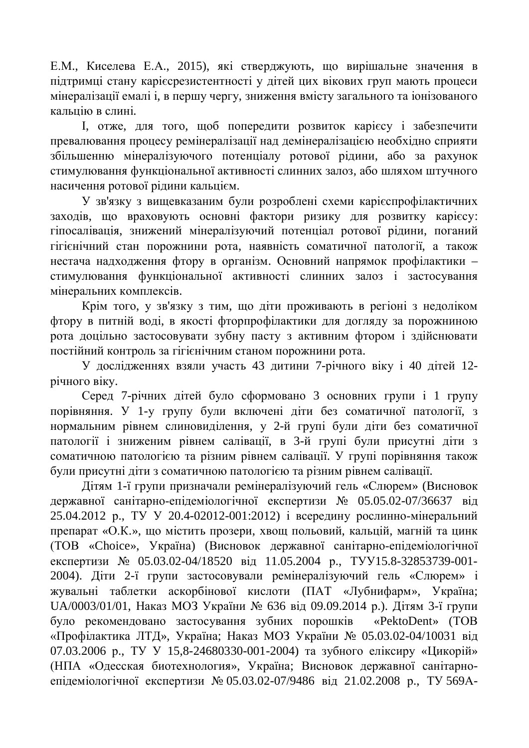Е.М., Киселева Е.А., 2015), які стверджують, що вирішальне значення в підтримці стану карієсрезистентності у дітей цих вікових груп мають процеси мінералізації емалі і, в першу чергу, зниження вмісту загального та іонізованого кальцію в слині.

І, отже, для того, щоб попередити розвиток карієсу і забезпечити превалювання процесу ремінералізації над демінералізацією необхідно сприяти збільшенню мінералізуючого потенціалу ротової рідини, або за рахунок стимулювання функціональної активності слинних залоз, або шляхом штучного насичення ротової рідини кальцієм.

У зв'язку з вищевказаним були розроблені схеми карієспрофілактичних заходів, що враховують основні фактори ризику для розвитку карієсу: гіпосалівація, знижений мінералізуючий потенціал ротової рідини, поганий гігієнічний стан порожнини рота, наявність соматичної патології, а також нестача надходження фтору в організм. Основний напрямок профілактики – стимулювання функціональної активності слинних залоз і застосування мінеральних комплексів.

Крім того, у зв'язку з тим, що діти проживають в регіоні з недоліком фтору в питній воді, в якості фторпрофілактики для догляду за порожниною рота доцільно застосовувати зубну пасту з активним фтором і здійснювати постійний контроль за гігієнічним станом порожнини рота.

У дослідженнях взяли участь 43 дитини 7-річного віку і 40 дітей 12-річного віку.

Серед 7-річних дітей було сформовано 3 основних групи і 1 групу порівняння. У 1-у групу були включені діти без соматичної патології, з нормальним рівнем слиновиділення, у 2-й групі були діти без соматичної патології і зниженим рівнем салівації, в 3-й групі були присутні діти з соматичною патологією та різним рівнем салівації. У групі порівняння також були присутні діти з соматичною патологією та різним рівнем салівації.

Дітям 1-ї групи призначали ремінералізуючий гель «Слюрем» (Висновок державної санітарно-епідеміологічної експертизи № 05.05.02-07/36637 від 25.04.2012 р., ТУ У 20.4-02012-001:2012) і всередину рослинно-мінеральний препарат «О.К.», що містить прозери, хвощ польовий, кальцій, магній та цинк (ТОВ «Choice», Україна) (Висновок державної санітарно-епідеміологічної експертизи № 05.03.02-04/18520 від 11.05.2004 р., ТУУ15.8-32853739-001-2004). Діти 2-ї групи застосовували ремінералізуючий гель «Слюрем» і жувальні таблетки аскорбінової кислоти (ПАТ «Лубнифарм», Україна; UA/0003/01/01, Наказ МОЗ України № 636 від 09.09.2014 р.). Дітям 3-ї групи було рекомендовано застосування зубних порошків «PektoDent» (ТОВ «Профілактика ЛТД», Україна; Наказ МОЗ України № 05.03.02-04/10031 від 07.03.2006 р., ТУ У 15,8-24680330-001-2004) та зубного еліксиру «Цикорій» (НПА «Одесская биотехнология», Україна; Висновок державної санітарно-епідеміологічної експертизи № 05.03.02-07/9486 від 21.02.2008 р., ТУ 569А-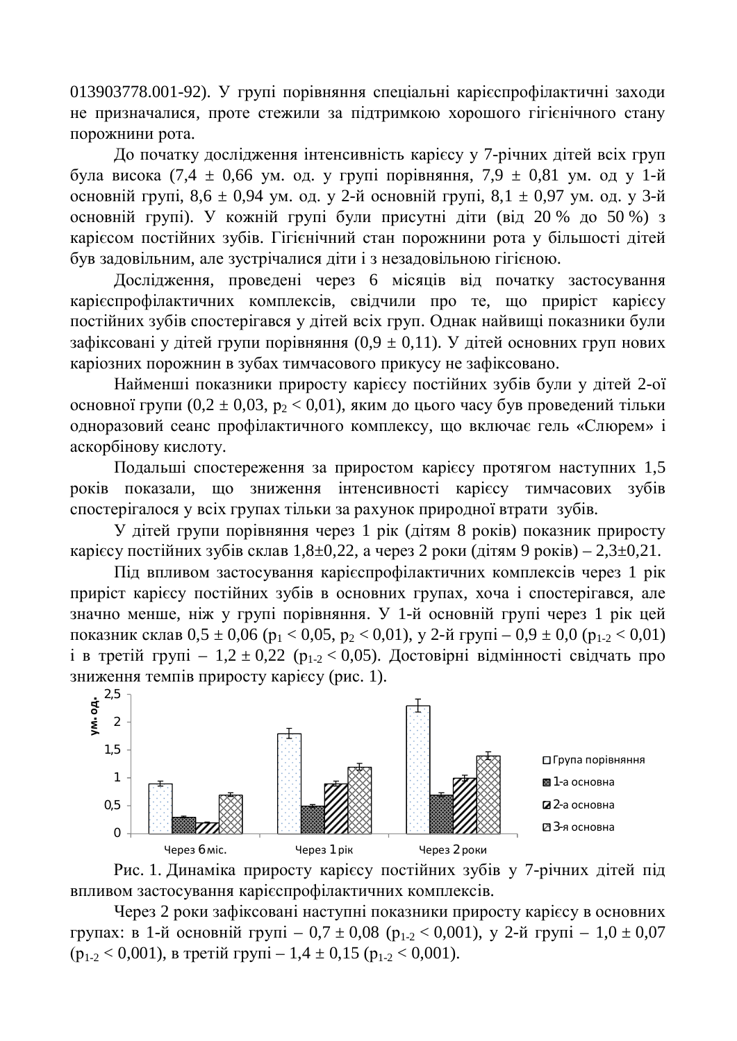013903778.001-92). У групі порівняння спеціальні карієспрофілактичні заходи не призначалися, проте стежили за підтримкою хорошого гігієнічного стану порожнини рота.

До початку дослідження інтенсивність карієсу у 7-річних дітей всіх груп була висока (7,4 ± 0,66 ум. од. у групі порівняння, 7,9 ± 0,81 ум. од у 1-й основній групі, 8,6 ± 0,94 ум. од. у 2-й основній групі, 8,1 ± 0,97 ум. од. у 3-й основній групі). У кожній групі були присутні діти (від 20 % до 50 %) з карієсом постійних зубів. Гігієнічний стан порожнини рота у більшості дітей був задовільним, але зустрічалися діти і з незадовільною гігієною.

Дослідження, проведені через 6 місяців від початку застосування карієспрофілактичних комплексів, свідчили про те, що приріст карієсу постійних зубів спостерігався у дітей всіх груп. Однак найвищі показники були зафіксовані у дітей групи порівняння (0,9 ± 0,11). У дітей основних груп нових каріозних порожнин в зубах тимчасового прикусу не зафіксовано.

Найменші показники приросту карієсу постійних зубів були у дітей 2-ої основної групи (0,2 ± 0,03, $p_2 < 0,01$), яким до цього часу був проведений тільки одноразовий сеанс профілактичного комплексу, що включає гель «Слюрем» і аскорбінову кислоту.

Подальші спостереження за приростом карієсу протягом наступних 1,5 років показали, що зниження інтенсивності карієсу тимчасових зубів спостерігалося у всіх групах тільки за рахунок природної втрати зубів.

У дітей групи порівняння через 1 рік (дітям 8 років) показник приросту карієсу постійних зубів склав 1,8±0,22, а через 2 роки (дітям 9 років) – 2,3±0,21.

Під впливом застосування карієспрофілактичних комплексів через 1 рік приріст карієсу постійних зубів в основних групах, хоча і спостерігався, але значно менше, ніж у групі порівняння. У 1-й основній групі через 1 рік цей показник склав 0,5 ± 0,06 ($p_1 < 0,05$, $p_2 < 0,01$), у 2-й групі – 0,9 ± 0,0 ($p_{1\text{-}2} < 0,01$) і в третій групі – 1,2 ± 0,22 ($p_{1\text{-}2} < 0,05$). Достовірні відмінності свідчать про зниження темпів приросту карієсу (рис. 1).

Рис. 1. Динаміка приросту карієсу постійних зубів у 7-річних дітей під впливом застосування карієспрофілактичних комплексів.

Через 2 роки зафіксовані наступні показники приросту карієсу в основних групах: в 1-й основній групі – 0,7 ± 0,08 ($p_{1\text{-}2} < 0,001$), у 2-й групі – 1,0 ± 0,07 ($p_{1\text{-}2} < 0,001$), в третій групі – 1,4 ± 0,15 ($p_{1\text{-}2} < 0,001$).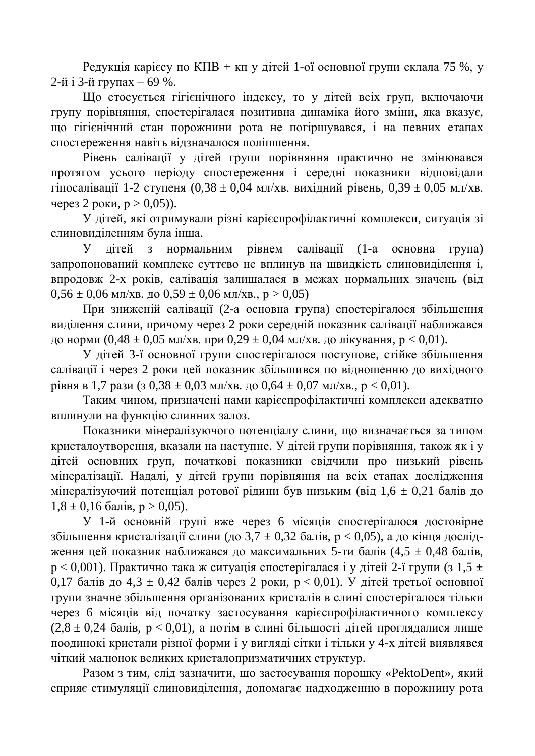Редукція карієсу по КПВ + кп у дітей 1-ої основної групи склала 75 %, у 2-й і 3-й групах – 69 %.

Що стосується гігієнічного індексу, то у дітей всіх груп, включаючи групу порівняння, спостерігалася позитивна динаміка його зміни, яка вказує, що гігієнічний стан порожнини рота не погіршувався, і на певних етапах спостереження навіть відзначалося поліпшення.

Рівень салівації у дітей групи порівняння практично не змінювався протягом усього періоду спостереження і середні показники відповідали гіпосалівації 1-2 ступеня (0,38 ± 0,04 мл/хв. вихідний рівень, 0,39 ± 0,05 мл/хв. через 2 роки, $p > 0,05$)).

У дітей, які отримували різні карієспрофілактичні комплекси, ситуація зі слиновиділенням була інша.

У дітей з нормальним рівнем салівації (1-а основна група) запропонований комплекс суттєво не вплинув на швидкість слиновиділення і, впродовж 2-х років, салівація залишалася в межах нормальних значень (від 0,56 ± 0,06 мл/хв. до 0,59 ± 0,06 мл/хв., $p > 0,05$)

При зниженій салівації (2-а основна група) спостерігалося збільшення виділення слини, причому через 2 роки середній показник салівації наближався до норми (0,48 ± 0,05 мл/хв. при 0,29 ± 0,04 мл/хв. до лікування, $p < 0,01$).

У дітей 3-ї основної групи спостерігалося поступове, стійке збільшення салівації і через 2 роки цей показник збільшився по відношенню до вихідного рівня в 1,7 рази (з 0,38 ± 0,03 мл/хв. до 0,64 ± 0,07 мл/хв., $p < 0,01$).

Таким чином, призначені нами карієспрофілактичні комплекси адекватно вплинули на функцію слинних залоз.

Показники мінералізуючого потенціалу слини, що визначається за типом кристалоутворення, вказали на наступне. У дітей групи порівняння, також як і у дітей основних груп, початкові показники свідчили про низький рівень мінералізації. Надалі, у дітей групи порівняння на всіх етапах дослідження мінералізуючий потенціал ротової рідини був низьким (від 1,6 ± 0,21 балів до 1,8 ± 0,16 балів, $p > 0,05$).

У 1-й основній групі вже через 6 місяців спостерігалося достовірне збільшення кристалізації слини (до 3,7 ± 0,32 балів, $p < 0,05$), а до кінця дослідження цей показник наближався до максимальних 5-ти балів (4,5 ± 0,48 балів, $p < 0,001$). Практично така ж ситуація спостерігалася і у дітей 2-ї групи (з 1,5 ± 0,17 балів до 4,3 ± 0,42 балів через 2 роки, $p < 0,01$). У дітей третьої основної групи значне збільшення організованих кристалів в слині спостерігалося тільки через 6 місяців від початку застосування карієспрофілактичного комплексу (2,8 ± 0,24 балів, $p < 0,01$), а потім в слині більшості дітей проглядалися лише поодинокі кристали різної форми і у вигляді сітки і тільки у 4-х дітей виявлявся чіткий малюнок великих кристалопризматичних структур.

Разом з тим, слід зазначити, що застосування порошку «PektoDent», який сприяє стимуляції слиновиділення, допомагає надходженню в порожнину рота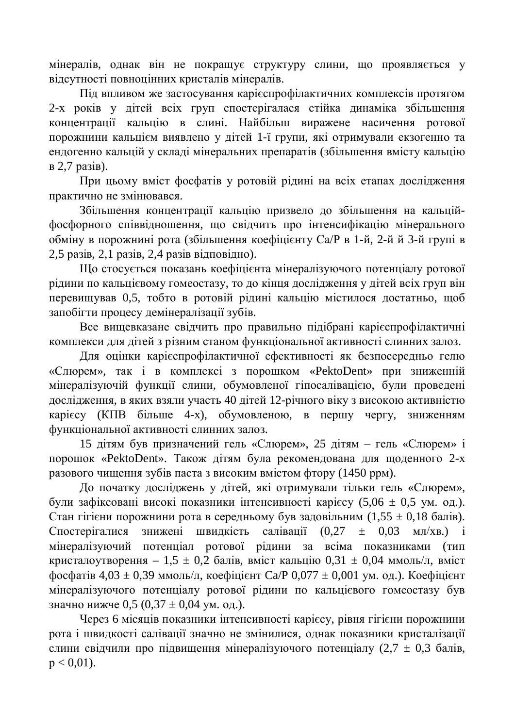мінералів, однак він не покращує структуру слини, що проявляється у відсутності повноцінних кристалів мінералів.

Під впливом же застосування карієспрофілактичних комплексів протягом 2-х років у дітей всіх груп спостерігалася стійка динаміка збільшення концентрації кальцію в слині. Найбільш виражене насичення ротової порожнини кальцієм виявлено у дітей 1-ї групи, які отримували екзогенно та ендогенно кальцій у складі мінеральних препаратів (збільшення вмісту кальцію в 2,7 разів).

При цьому вміст фосфатів у ротовій рідині на всіх етапах дослідження практично не змінювався.

Збільшення концентрації кальцію призвело до збільшення на кальцій-фосфорного співвідношення, що свідчить про інтенсифікацію мінерального обміну в порожнині рота (збільшення коефіцієнту Ca/P в 1-й, 2-й й 3-й групі в 2,5 разів, 2,1 разів, 2,4 разів відповідно).

Що стосується показань коефіцієнта мінералізуючого потенціалу ротової рідини по кальцієвому гомеостазу, то до кінця дослідження у дітей всіх груп він перевищував 0,5, тобто в ротовій рідині кальцію містилося достатньо, щоб запобігти процесу демінералізації зубів.

Все вищевказане свідчить про правильно підібрані карієспрофілактичні комплекси для дітей з різним станом функціональної активності слинних залоз.

Для оцінки карієспрофілактичної ефективності як безпосередньо гелю «Слюрем», так і в комплексі з порошком «PektoDent» при зниженній мінералізуючій функції слини, обумовленої гіпосалівацією, були проведені дослідження, в яких взяли участь 40 дітей 12-річного віку з високою активністю карієсу (КПВ більше 4-х), обумовленою, в першу чергу, зниженням функціональної активності слинних залоз.

15 дітям був призначений гель «Слюрем», 25 дітям – гель «Слюрем» і порошок «PektoDent». Також дітям була рекомендована для щоденного 2-х разового чищення зубів паста з високим вмістом фтору (1450 ppm).

До початку досліджень у дітей, які отримували тільки гель «Слюрем», були зафіксовані високі показники інтенсивності карієсу ($5,06 \pm 0,5$ ум. од.). Стан гігієни порожнини рота в середньому був задовільним ($1,55 \pm 0,18$ балів). Спостерігалися знижені швидкість салівації ($0,27 \pm 0,03$ мл/хв.) і мінералізуючий потенціал ротової рідини за всіма показниками (тип кристалоутворення – $1,5 \pm 0,2$ балів, вміст кальцію $0,31 \pm 0,04$ ммоль/л, вміст фосфатів $4,03 \pm 0,39$ ммоль/л, коефіцієнт Ca/P $0,077 \pm 0,001$ ум. од.). Коефіцієнт мінералізуючого потенціалу ротової рідини по кальцієвого гомеостазу був значно нижче 0,5 ($0,37 \pm 0,04$ ум. од.).

Через 6 місяців показники інтенсивності карієсу, рівня гігієни порожнини рота і швидкості салівації значно не змінилися, однак показники кристалізації слини свідчили про підвищення мінералізуючого потенціалу ($2,7 \pm 0,3$ балів, $p < 0,01$).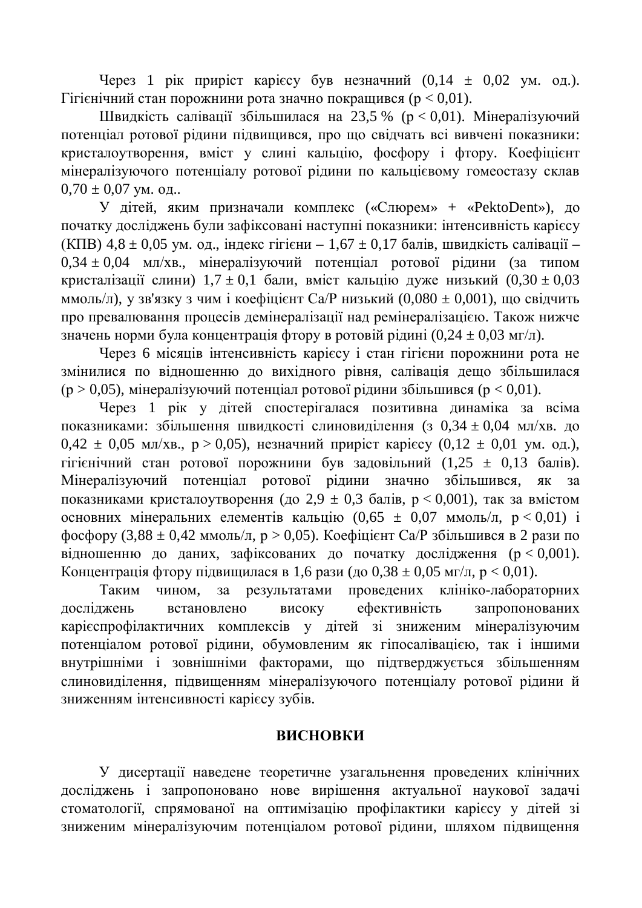Через 1 рік приріст карієсу був незначний ($0{,}14 \pm 0{,}02$ ум. од.). Гігієнічний стан порожнини рота значно покращився ($p < 0{,}01$).

Швидкість салівації збільшилася на 23,5 % ($p < 0{,}01$). Мінералізуючий потенціал ротової рідини підвищився, про що свідчать всі вивчені показники: кристалоутворення, вміст у слині кальцію, фосфору і фтору. Коефіцієнт мінералізуючого потенціалу ротової рідини по кальцієвому гомеостазу склав $0{,}70 \pm 0{,}07$ ум. од..

У дітей, яким призначали комплекс («Слюрем» + «PektoDent»), до початку досліджень були зафіксовані наступні показники: інтенсивність карієсу (КПВ) $4{,}8 \pm 0{,}05$ ум. од., індекс гігієни – $1{,}67 \pm 0{,}17$ балів, швидкість салівації – $0{,}34 \pm 0{,}04$ мл/хв., мінералізуючий потенціал ротової рідини (за типом кристалізації слини) $1{,}7 \pm 0{,}1$ бали, вміст кальцію дуже низький ($0{,}30 \pm 0{,}03$ ммоль/л), у зв'язку з чим і коефіцієнт Са/Р низький ($0{,}080 \pm 0{,}001$), що свідчить про превалювання процесів демінералізації над ремінералізацією. Також нижче значень норми була концентрація фтору в ротовій рідині ($0{,}24 \pm 0{,}03$ мг/л).

Через 6 місяців інтенсивність карієсу і стан гігієни порожнини рота не змінилися по відношенню до вихідного рівня, салівація дещо збільшилася ($p > 0{,}05$), мінералізуючий потенціал ротової рідини збільшився ($p < 0{,}01$).

Через 1 рік у дітей спостерігалася позитивна динаміка за всіма показниками: збільшення швидкості слиновиділення (з $0{,}34 \pm 0{,}04$ мл/хв. до $0{,}42 \pm 0{,}05$ мл/хв., $p > 0{,}05$), незначний приріст карієсу ($0{,}12 \pm 0{,}01$ ум. од.), гігієнічний стан ротової порожнини був задовільний ($1{,}25 \pm 0{,}13$ балів). Мінералізуючий потенціал ротової рідини значно збільшився, як за показниками кристалоутворення (до $2{,}9 \pm 0{,}3$ балів, $p < 0{,}001$), так за вмістом основних мінеральних елементів кальцію ($0{,}65 \pm 0{,}07$ ммоль/л, $p < 0{,}01$) і фосфору ($3{,}88 \pm 0{,}42$ ммоль/л, $p > 0{,}05$). Коефіцієнт Са/Р збільшився в 2 рази по відношенню до даних, зафіксованих до початку дослідження ($p < 0{,}001$). Концентрація фтору підвищилася в 1,6 рази (до $0{,}38 \pm 0{,}05$ мг/л, $p < 0{,}01$).

Таким чином, за результатами проведених клініко-лабораторних досліджень встановлено високу ефективність запропонованих карієспрофілактичних комплексів у дітей зі зниженим мінералізуючим потенціалом ротової рідини, обумовленим як гіпосалівацією, так і іншими внутрішніми і зовнішніми факторами, що підтверджується збільшенням слиновиділення, підвищенням мінералізуючого потенціалу ротової рідини й зниженням інтенсивності карієсу зубів.

## ВИСНОВКИ

У дисертації наведене теоретичне узагальнення проведених клінічних досліджень і запропоновано нове вирішення актуальної наукової задачі стоматології, спрямованої на оптимізацію профілактики карієсу у дітей зі зниженим мінералізуючим потенціалом ротової рідини, шляхом підвищення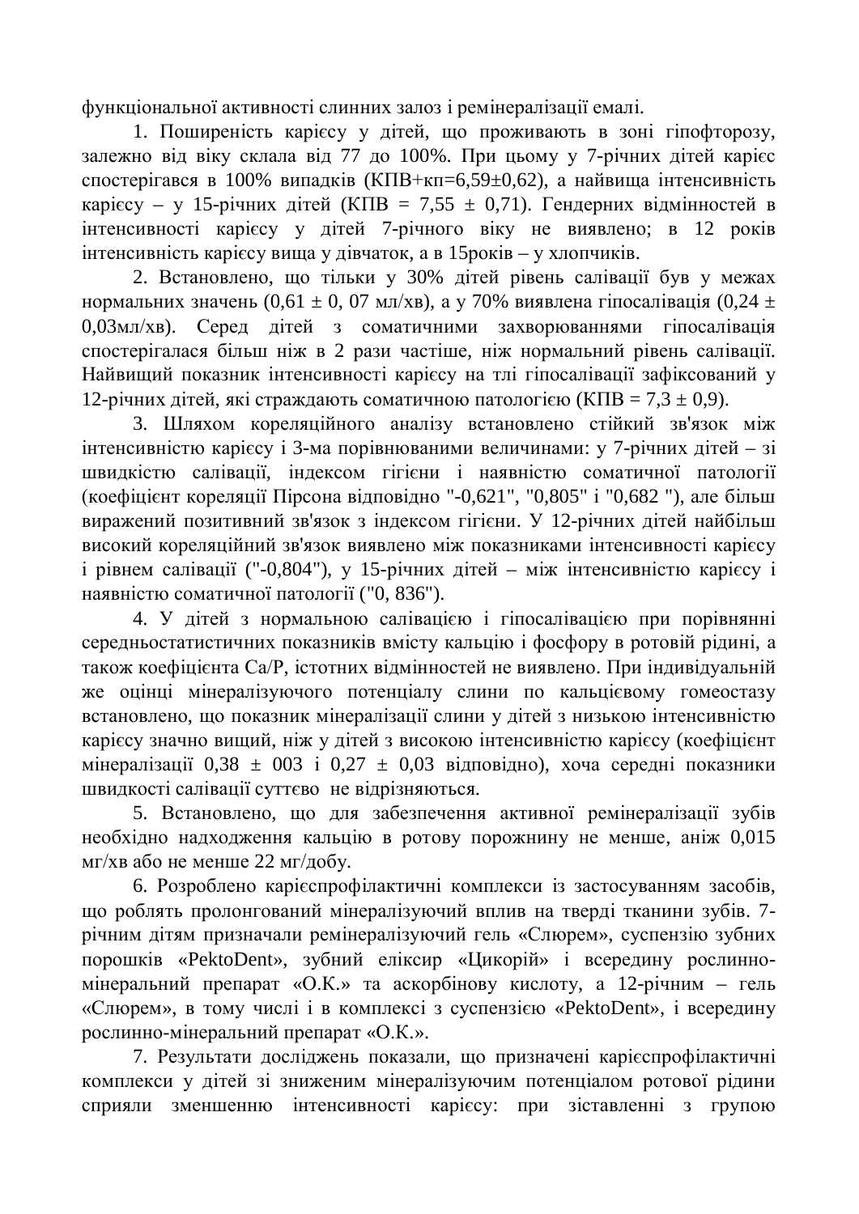функціональної активності слинних залоз і ремінералізації емалі.

1. Поширеність карієсу у дітей, що проживають в зоні гіпофторозу, залежно від віку склала від 77 до 100%. При цьому у 7-річних дітей карієс спостерігався в 100% випадків (КПВ+кп=6,59±0,62), а найвища інтенсивність карієсу – у 15-річних дітей (КПВ = 7,55 ± 0,71). Гендерних відмінностей в інтенсивності карієсу у дітей 7-річного віку не виявлено; в 12 років інтенсивність карієсу вища у дівчаток, а в 15років – у хлопчиків.

2. Встановлено, що тільки у 30% дітей рівень салівації був у межах нормальних значень (0,61 ± 0, 07 мл/хв), а у 70% виявлена гіпосалівація (0,24 ± 0,03мл/хв). Серед дітей з соматичними захворюваннями гіпосалівація спостерігалася більш ніж в 2 рази частіше, ніж нормальний рівень салівації. Найвищий показник інтенсивності карієсу на тлі гіпосалівації зафіксований у 12-річних дітей, які страждають соматичною патологією (КПВ = 7,3 ± 0,9).

3. Шляхом кореляційного аналізу встановлено стійкий зв'язок між інтенсивністю карієсу і 3-ма порівнюваними величинами: у 7-річних дітей – зі швидкістю салівації, індексом гігієни і наявністю соматичної патології (коефіцієнт кореляції Пірсона відповідно "-0,621", "0,805" і "0,682 "), але більш виражений позитивний зв'язок з індексом гігієни. У 12-річних дітей найбільш високий кореляційний зв'язок виявлено між показниками інтенсивності карієсу і рівнем салівації ("-0,804"), у 15-річних дітей – між інтенсивністю карієсу і наявністю соматичної патології ("0, 836").

4. У дітей з нормальною салівацією і гіпосалівацією при порівнянні середньостатистичних показників вмісту кальцію і фосфору в ротовій рідині, а також коефіцієнта Са/Р, істотних відмінностей не виявлено. При індивідуальній же оцінці мінералізуючого потенціалу слини по кальцієвому гомеостазу встановлено, що показник мінералізації слини у дітей з низькою інтенсивністю карієсу значно вищий, ніж у дітей з високою інтенсивністю карієсу (коефіцієнт мінералізації 0,38 ± 003 і 0,27 ± 0,03 відповідно), хоча середні показники швидкості салівації суттєво не відрізняються.

5. Встановлено, що для забезпечення активної ремінералізації зубів необхідно надходження кальцію в ротову порожнину не менше, аніж 0,015 мг/хв або не менше 22 мг/добу.

6. Розроблено карієспрофілактичні комплекси із застосуванням засобів, що роблять пролонгований мінералізуючий вплив на тверді тканини зубів. 7-річним дітям призначали ремінералізуючий гель «Слюрем», суспензію зубних порошків «PektoDent», зубний еліксир «Цикорій» і всередину рослинно-мінеральний препарат «О.К.» та аскорбінову кислоту, а 12-річним – гель «Слюрем», в тому числі і в комплексі з суспензією «PektoDent», і всередину рослинно-мінеральний препарат «О.К.».

7. Результати досліджень показали, що призначені карієспрофілактичні комплекси у дітей зі зниженим мінералізуючим потенціалом ротової рідини сприяли зменшенню інтенсивності карієсу: при зіставленні з групою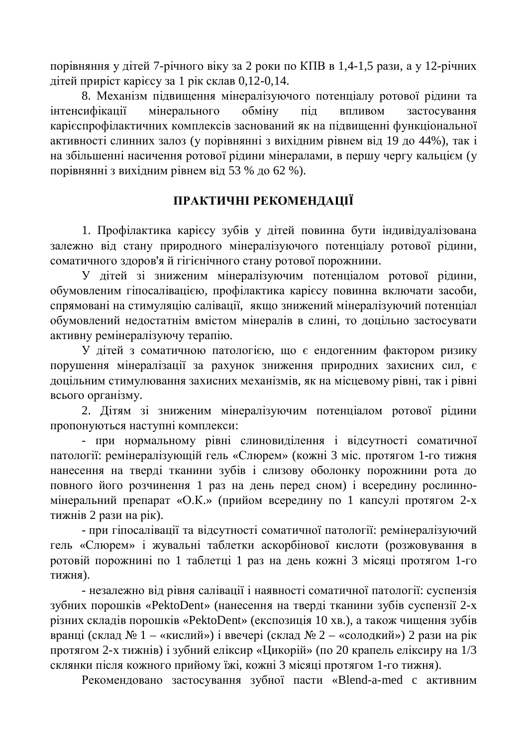порівняння у дітей 7-річного віку за 2 роки по КПВ в 1,4-1,5 рази, а у 12-річних дітей приріст карієсу за 1 рік склав 0,12-0,14.

8. Механізм підвищення мінералізуючого потенціалу ротової рідини та інтенсифікації мінерального обміну під впливом застосування карієспрофілактичних комплексів заснований як на підвищенні функціональної активності слинних залоз (у порівнянні з вихідним рівнем від 19 до 44%), так і на збільшенні насичення ротової рідини мінералами, в першу чергу кальцієм (у порівнянні з вихідним рівнем від 53 % до 62 %).

## ПРАКТИЧНІ РЕКОМЕНДАЦІЇ

1. Профілактика карієсу зубів у дітей повинна бути індивідуалізована залежно від стану природного мінералізуючого потенціалу ротової рідини, соматичного здоров'я й гігієнічного стану ротової порожнини.

У дітей зі зниженим мінералізуючим потенціалом ротової рідини, обумовленим гіпосалівацією, профілактика карієсу повинна включати засоби, спрямовані на стимуляцію салівації, якщо знижений мінералізуючий потенціал обумовлений недостатнім вмістом мінералів в слині, то доцільно застосувати активну ремінералізуючу терапію.

У дітей з соматичною патологією, що є ендогенним фактором ризику порушення мінералізації за рахунок зниження природних захисних сил, є доцільним стимулювання захисних механізмів, як на місцевому рівні, так і рівні всього організму.

2. Дітям зі зниженим мінералізуючим потенціалом ротової рідини пропонуються наступні комплекси:

- при нормальному рівні слиновиділення і відсутності соматичної патології: ремінералізующій гель «Слюрем» (кожні 3 міс. протягом 1-го тижня нанесення на тверді тканини зубів і слизову оболонку порожнини рота до повного його розчинення 1 раз на день перед сном) і всередину рослинно-мінеральний препарат «О.К.» (прийом всередину по 1 капсулі протягом 2-х тижнів 2 рази на рік).

- при гіпосалівації та відсутності соматичної патології: ремінералізуючий гель «Слюрем» і жувальні таблетки аскорбінової кислоти (розжовування в ротовій порожнині по 1 таблетці 1 раз на день кожні 3 місяці протягом 1-го тижня).

- незалежно від рівня салівації і наявності соматичної патології: суспензія зубних порошків «PektoDent» (нанесення на тверді тканини зубів суспензії 2-х різних складів порошків «PektoDent» (експозиція 10 хв.), а також чищення зубів вранці (склад № 1 – «кислий») і ввечері (склад № 2 – «солодкий») 2 рази на рік протягом 2-х тижнів) і зубний еліксир «Цикорій» (по 20 крапель еліксиру на 1/3 склянки після кожного прийому їжі, кожні 3 місяці протягом 1-го тижня).

Рекомендовано застосування зубної пасти «Blend-a-med с активним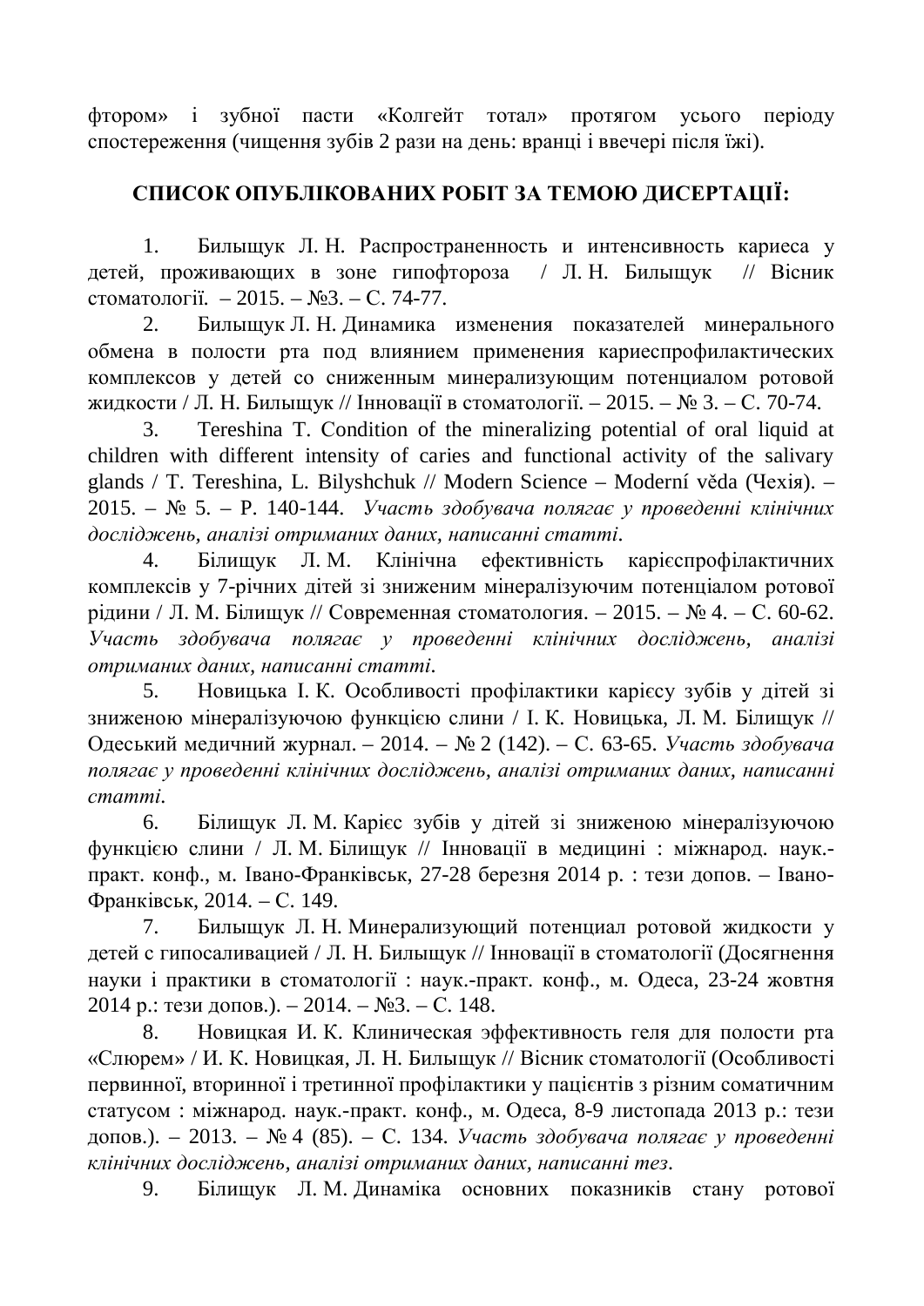фтором» і зубної пасти «Колгейт тотал» протягом усього періоду спостереження (чищення зубів 2 рази на день: вранці і ввечері після їжі).

## СПИСОК ОПУБЛІКОВАНИХ РОБІТ ЗА ТЕМОЮ ДИСЕРТАЦІЇ:

1. Билыщук Л. Н. Распространенность и интенсивность кариеса у детей, проживающих в зоне гипофтороза / Л. Н. Билыщук // Вісник стоматології. – 2015. – №3. – С. 74-77.

2. Билыщук Л. Н. Динамика изменения показателей минерального обмена в полости рта под влиянием применения кариеспрофилактических комплексов у детей со сниженным минерализующим потенциалом ротовой жидкости / Л. Н. Билыщук // Інновації в стоматології. – 2015. – № 3. – С. 70-74.

3. Tereshina T. Condition of the mineralizing potential of oral liquid at children with different intensity of caries and functional activity of the salivary glands / T. Tereshina, L. Bilyshchuk // Modern Science – Moderní věda (Чехія). – 2015. – № 5. – P. 140-144. *Участь здобувача полягає у проведенні клінічних досліджень, аналізі отриманих даних, написанні статті.*

4. Білищук Л. М. Клінічна ефективність карієспрофілактичних комплексів у 7-річних дітей зі зниженим мінералізуючим потенціалом ротової рідини / Л. М. Білищук // Современная стоматология. – 2015. – № 4. – С. 60-62. *Участь здобувача полягає у проведенні клінічних досліджень, аналізі отриманих даних, написанні статті.*

5. Новицька І. К. Особливості профілактики карієсу зубів у дітей зі зниженою мінералізуючою функцією слини / І. К. Новицька, Л. М. Білищук // Одеський медичний журнал. – 2014. – № 2 (142). – С. 63-65. *Участь здобувача полягає у проведенні клінічних досліджень, аналізі отриманих даних, написанні статті.*

6. Білищук Л. М. Карієс зубів у дітей зі зниженою мінералізуючою функцією слини / Л. М. Білищук // Інновації в медицині : міжнарод. наук.-практ. конф., м. Івано-Франківськ, 27-28 березня 2014 р. : тези допов. – Івано-Франківськ, 2014. – С. 149.

7. Билыщук Л. Н. Минерализующий потенциал ротовой жидкости у детей с гипосаливацией / Л. Н. Билыщук // Інновації в стоматології (Досягнення науки і практики в стоматології : наук.-практ. конф., м. Одеса, 23-24 жовтня 2014 р.: тези допов.). – 2014. – №3. – С. 148.

8. Новицкая И. К. Клиническая эффективность геля для полости рта «Слюрем» / И. К. Новицкая, Л. Н. Билыщук // Вісник стоматології (Особливості первинної, вторинної і третинної профілактики у пацієнтів з різним соматичним статусом : міжнарод. наук.-практ. конф., м. Одеса, 8-9 листопада 2013 р.: тези допов.). – 2013. – № 4 (85). – С. 134. *Участь здобувача полягає у проведенні клінічних досліджень, аналізі отриманих даних, написанні тез.*

9. Білищук Л. М. Динаміка основних показників стану ротової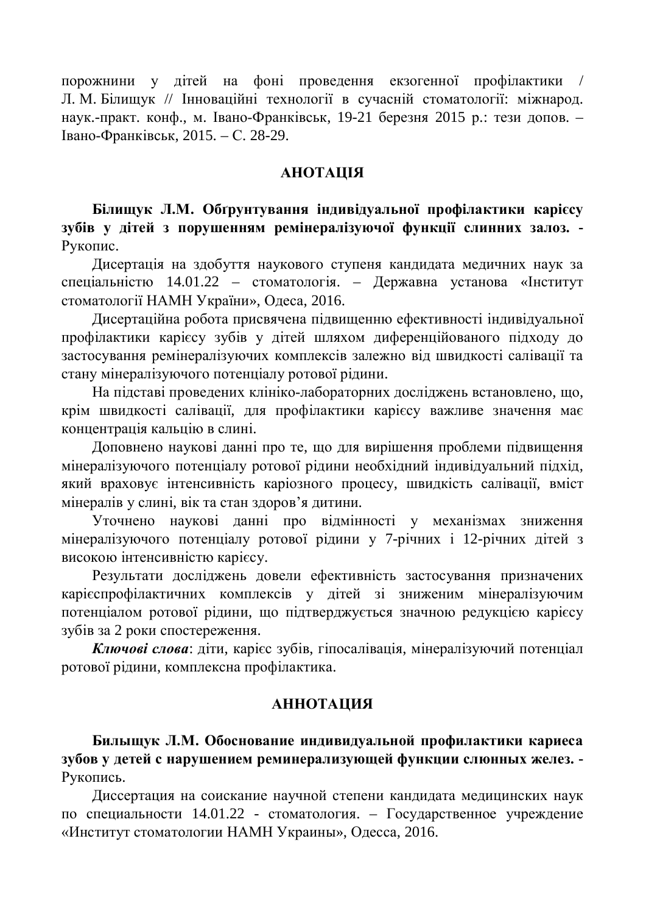порожнини у дітей на фоні проведення екзогенної профілактики / Л. М. Білищук // Інноваційні технології в сучасній стоматології: міжнарод. наук.-практ. конф., м. Івано-Франківськ, 19-21 березня 2015 р.: тези допов. – Івано-Франківськ, 2015. – С. 28-29.

## АНОТАЦІЯ

**Білищук Л.М. Обґрунтування індивідуальної профілактики карієсу зубів у дітей з порушенням ремінералізуючої функції слинних залоз.** - Рукопис.

Дисертація на здобуття наукового ступеня кандидата медичних наук за спеціальністю 14.01.22 – стоматологія. – Державна установа «Інститут стоматології НАМН України», Одеса, 2016.

Дисертаційна робота присвячена підвищенню ефективності індивідуальної профілактики карієсу зубів у дітей шляхом диференційованого підходу до застосування ремінералізуючих комплексів залежно від швидкості салівації та стану мінералізуючого потенціалу ротової рідини.

На підставі проведених клініко-лабораторних досліджень встановлено, що, крім швидкості салівації, для профілактики карієсу важливе значення має концентрація кальцію в слині.

Доповнено наукові данні про те, що для вирішення проблеми підвищення мінералізуючого потенціалу ротової рідини необхідний індивідуальний підхід, який враховує інтенсивність каріозного процесу, швидкість салівації, вміст мінералів у слині, вік та стан здоров'я дитини.

Уточнено наукові данні про відмінності у механізмах зниження мінералізуючого потенціалу ротової рідини у 7-річних і 12-річних дітей з високою інтенсивністю карієсу.

Результати досліджень довели ефективність застосування призначених карієспрофілактичних комплексів у дітей зі зниженим мінералізуючим потенціалом ротової рідини, що підтверджується значною редукцією карієсу зубів за 2 роки спостереження.

***Ключові слова***: діти, карієс зубів, гіпосалівація, мінералізуючий потенціал ротової рідини, комплексна профілактика.

## АННОТАЦИЯ

**Билыщук Л.М. Обоснование индивидуальной профилактики кариеса зубов у детей с нарушением реминерализующей функции слюнных желез.** - Рукопись.

Диссертация на соискание научной степени кандидата медицинских наук по специальности 14.01.22 - стоматология. – Государственное учреждение «Институт стоматологии НАМН Украины», Одесса, 2016.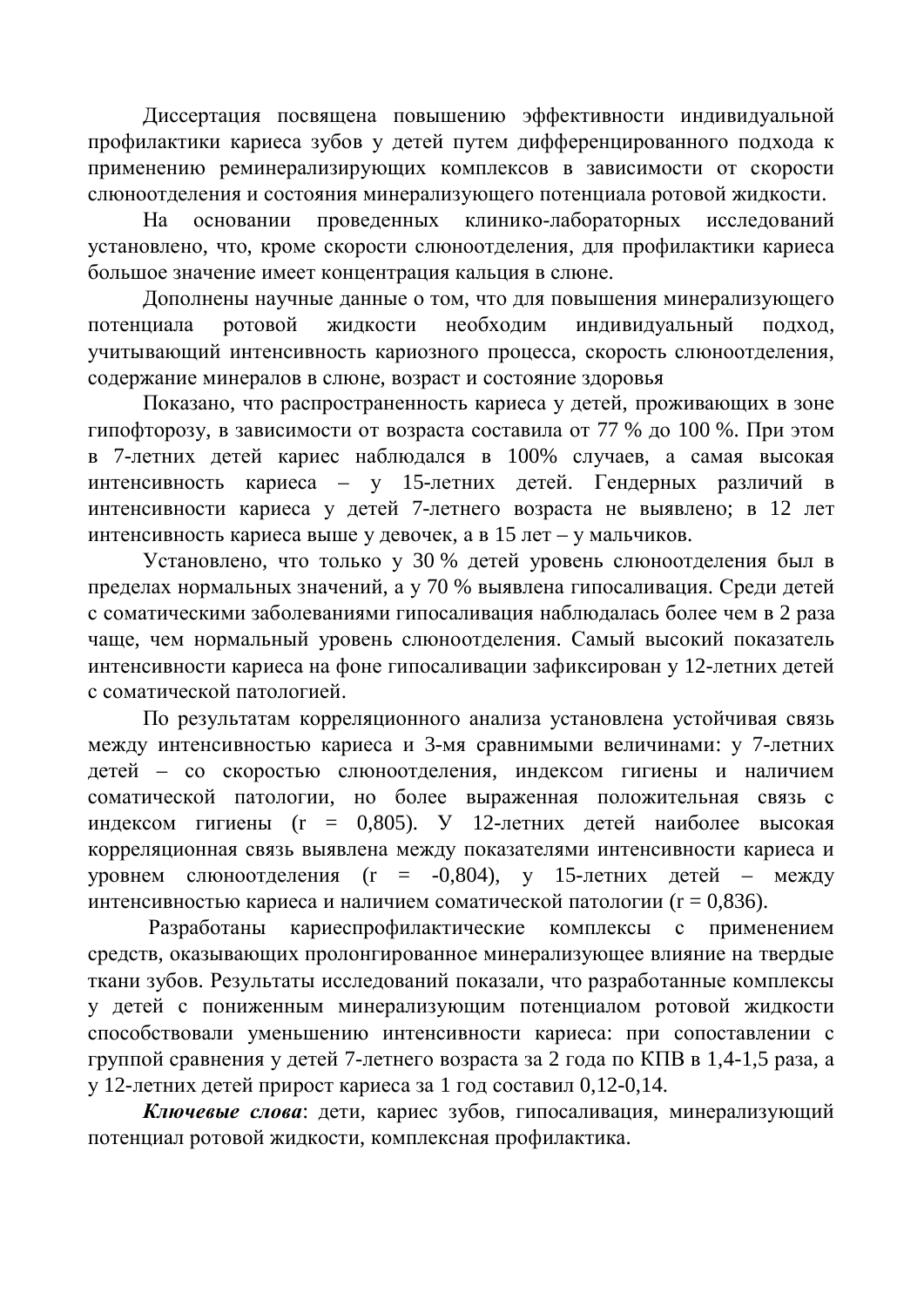Диссертация посвящена повышению эффективности индивидуальной профилактики кариеса зубов у детей путем дифференцированного подхода к применению реминерализирующих комплексов в зависимости от скорости слюноотделения и состояния минерализующего потенциала ротовой жидкости.

На основании проведенных клинико-лабораторных исследований установлено, что, кроме скорости слюноотделения, для профилактики кариеса большое значение имеет концентрация кальция в слюне.

Дополнены научные данные о том, что для повышения минерализующего потенциала ротовой жидкости необходим индивидуальный подход, учитывающий интенсивность кариозного процесса, скорость слюноотделения, содержание минералов в слюне, возраст и состояние здоровья

Показано, что распространенность кариеса у детей, проживающих в зоне гипофторозу, в зависимости от возраста составила от 77 % до 100 %. При этом в 7-летних детей кариес наблюдался в 100% случаев, а самая высокая интенсивность кариеса – у 15-летних детей. Гендерных различий в интенсивности кариеса у детей 7-летнего возраста не выявлено; в 12 лет интенсивность кариеса выше у девочек, а в 15 лет – у мальчиков.

Установлено, что только у 30 % детей уровень слюноотделения был в пределах нормальных значений, а у 70 % выявлена гипосаливация. Среди детей с соматическими заболеваниями гипосаливация наблюдалась более чем в 2 раза чаще, чем нормальный уровень слюноотделения. Самый высокий показатель интенсивности кариеса на фоне гипосаливации зафиксирован у 12-летних детей с соматической патологией.

По результатам корреляционного анализа установлена устойчивая связь между интенсивностью кариеса и 3-мя сравнимыми величинами: у 7-летних детей – со скоростью слюноотделения, индексом гигиены и наличием соматической патологии, но более выраженная положительная связь с индексом гигиены ($r = 0,805$). У 12-летних детей наиболее высокая корреляционная связь выявлена между показателями интенсивности кариеса и уровнем слюноотделения ($r = -0,804$), у 15-летних детей – между интенсивностью кариеса и наличием соматической патологии ($r = 0,836$).

Разработаны кариеспрофилактические комплексы с применением средств, оказывающих пролонгированное минерализующее влияние на твердые ткани зубов. Результаты исследований показали, что разработанные комплексы у детей с пониженным минерализующим потенциалом ротовой жидкости способствовали уменьшению интенсивности кариеса: при сопоставлении с группой сравнения у детей 7-летнего возраста за 2 года по КПВ в 1,4-1,5 раза, а у 12-летних детей прирост кариеса за 1 год составил 0,12-0,14.

***Ключевые слова***: дети, кариес зубов, гипосаливация, минерализующий потенциал ротовой жидкости, комплексная профилактика.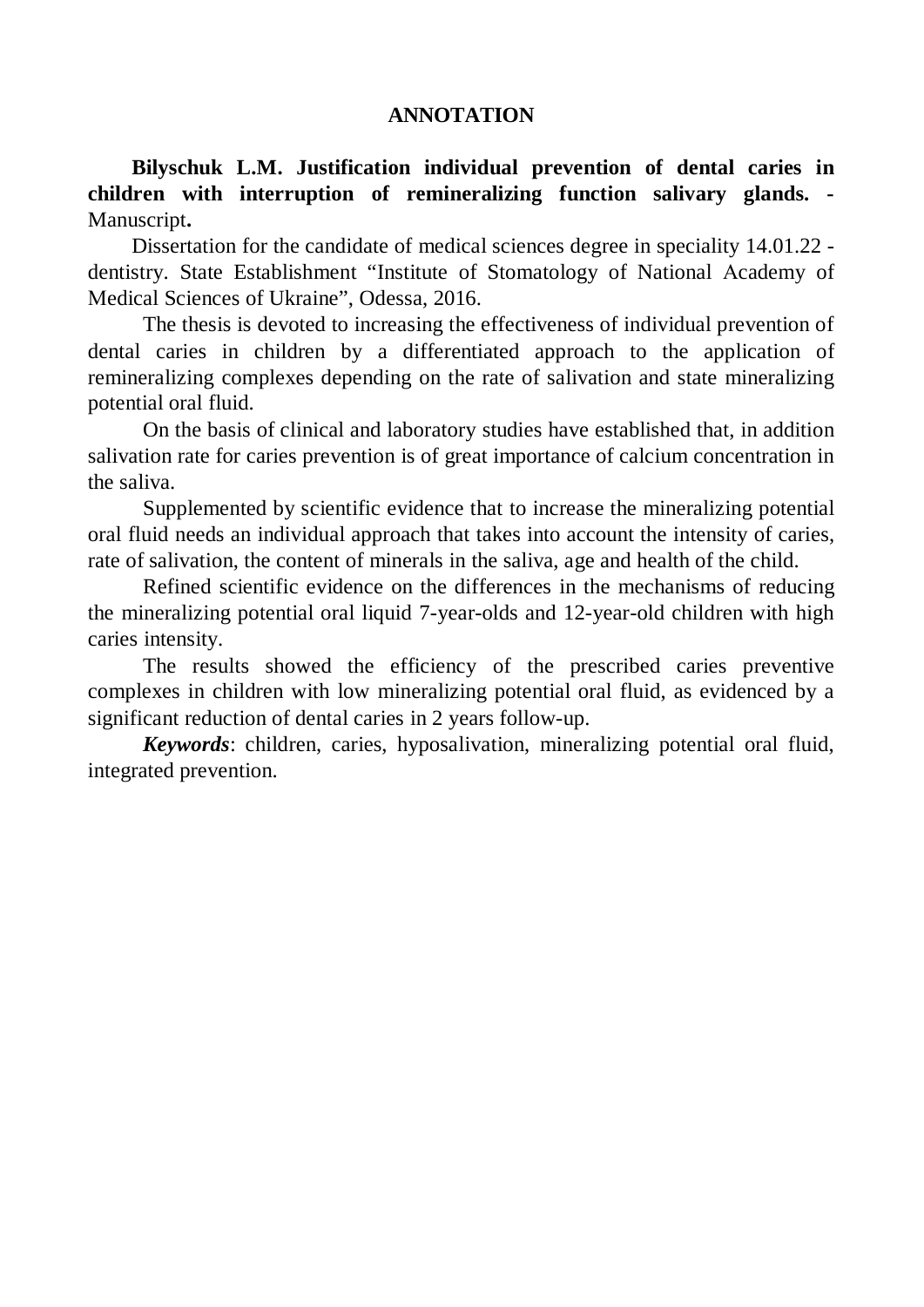# ANNOTATION

**Bilyschuk L.M. Justification individual prevention of dental caries in children with interruption of remineralizing function salivary glands. -** Manuscript**.**

Dissertation for the candidate of medical sciences degree in speciality 14.01.22 - dentistry. State Establishment "Institute of Stomatology of National Academy of Medical Sciences of Ukraine", Odessa, 2016.

The thesis is devoted to increasing the effectiveness of individual prevention of dental caries in children by a differentiated approach to the application of remineralizing complexes depending on the rate of salivation and state mineralizing potential oral fluid.

On the basis of clinical and laboratory studies have established that, in addition salivation rate for caries prevention is of great importance of calcium concentration in the saliva.

Supplemented by scientific evidence that to increase the mineralizing potential oral fluid needs an individual approach that takes into account the intensity of caries, rate of salivation, the content of minerals in the saliva, age and health of the child.

Refined scientific evidence on the differences in the mechanisms of reducing the mineralizing potential oral liquid 7-year-olds and 12-year-old children with high caries intensity.

The results showed the efficiency of the prescribed caries preventive complexes in children with low mineralizing potential oral fluid, as evidenced by a significant reduction of dental caries in 2 years follow-up.

***Keywords***: children, caries, hyposalivation, mineralizing potential oral fluid, integrated prevention.